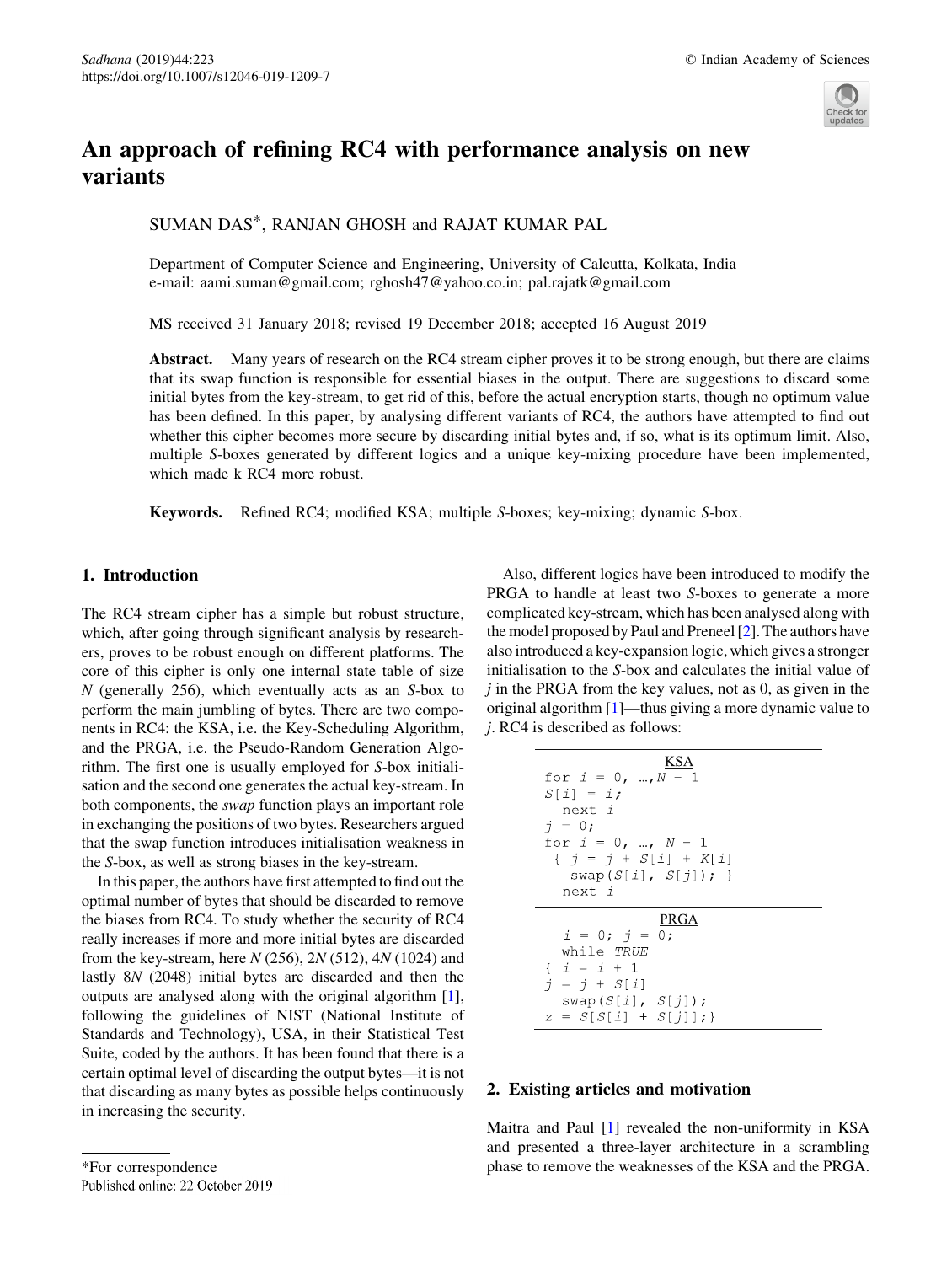# An approach of refining RC4 with performance analysis on new variants

SUMAN DAS*, RANJAN GHOSH and RAJAT KUMAR PAL

Department of Computer Science and Engineering, University of Calcutta, Kolkata, India
e-mail: aami.suman@gmail.com; rghosh47@yahoo.co.in; pal.rajatk@gmail.com

MS received 31 January 2018; revised 19 December 2018; accepted 16 August 2019

**Abstract.** Many years of research on the RC4 stream cipher proves it to be strong enough, but there are claims that its swap function is responsible for essential biases in the output. There are suggestions to discard some initial bytes from the key-stream, to get rid of this, before the actual encryption starts, though no optimum value has been defined. In this paper, by analysing different variants of RC4, the authors have attempted to find out whether this cipher becomes more secure by discarding initial bytes and, if so, what is its optimum limit. Also, multiple *S*-boxes generated by different logics and a unique key-mixing procedure have been implemented, which made k RC4 more robust.

**Keywords.** Refined RC4; modified KSA; multiple *S*-boxes; key-mixing; dynamic *S*-box.

## 1. Introduction

The RC4 stream cipher has a simple but robust structure, which, after going through significant analysis by researchers, proves to be robust enough on different platforms. The core of this cipher is only one internal state table of size *N* (generally 256), which eventually acts as an *S*-box to perform the main jumbling of bytes. There are two components in RC4: the KSA, i.e. the Key-Scheduling Algorithm, and the PRGA, i.e. the Pseudo-Random Generation Algorithm. The first one is usually employed for *S*-box initialisation and the second one generates the actual key-stream. In both components, the *swap* function plays an important role in exchanging the positions of two bytes. Researchers argued that the swap function introduces initialisation weakness in the *S*-box, as well as strong biases in the key-stream.

In this paper, the authors have first attempted to find out the optimal number of bytes that should be discarded to remove the biases from RC4. To study whether the security of RC4 really increases if more and more initial bytes are discarded from the key-stream, here *N* (256), 2*N* (512), 4*N* (1024) and lastly 8*N* (2048) initial bytes are discarded and then the outputs are analysed along with the original algorithm [1], following the guidelines of NIST (National Institute of Standards and Technology), USA, in their Statistical Test Suite, coded by the authors. It has been found that there is a certain optimal level of discarding the output bytes—it is not that discarding as many bytes as possible helps continuously in increasing the security.

Also, different logics have been introduced to modify the PRGA to handle at least two *S*-boxes to generate a more complicated key-stream, which has been analysed along with the model proposed by Paul and Preneel [2]. The authors have also introduced a key-expansion logic, which gives a stronger initialisation to the *S*-box and calculates the initial value of *j* in the PRGA from the key values, not as 0, as given in the original algorithm [1]—thus giving a more dynamic value to *j*. RC4 is described as follows:

KSA

```
for i = 0, …, N − 1
S[i] = i;
  next i
j = 0;
for i = 0, …, N − 1
 { j = j + S[i] + K[i]
   swap(S[i], S[j]); }
  next i
```

PRGA

```
  i = 0; j = 0;
  while TRUE
{ i = i + 1
j = j + S[i]
  swap(S[i], S[j]);
z = S[S[i] + S[j]];}
```

## 2. Existing articles and motivation

Maitra and Paul [1] revealed the non-uniformity in KSA and presented a three-layer architecture in a scrambling phase to remove the weaknesses of the KSA and the PRGA.

*For correspondence

Published online: 22 October 2019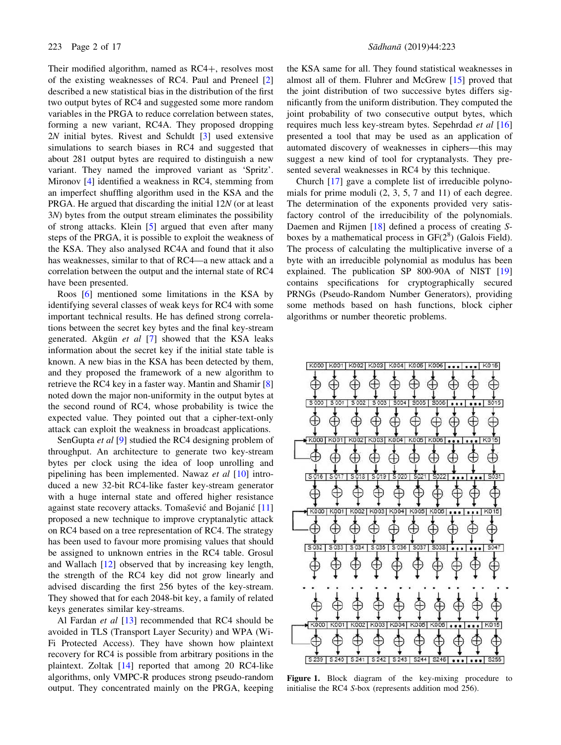Their modified algorithm, named as RC4+, resolves most of the existing weaknesses of RC4. Paul and Preneel [2] described a new statistical bias in the distribution of the first two output bytes of RC4 and suggested some more random variables in the PRGA to reduce correlation between states, forming a new variant, RC4A. They proposed dropping 2*N* initial bytes. Rivest and Schuldt [3] used extensive simulations to search biases in RC4 and suggested that about 281 output bytes are required to distinguish a new variant. They named the improved variant as 'Spritz'. Mironov [4] identified a weakness in RC4, stemming from an imperfect shuffling algorithm used in the KSA and the PRGA. He argued that discarding the initial 12*N* (or at least 3*N*) bytes from the output stream eliminates the possibility of strong attacks. Klein [5] argued that even after many steps of the PRGA, it is possible to exploit the weakness of the KSA. They also analysed RC4A and found that it also has weaknesses, similar to that of RC4—a new attack and a correlation between the output and the internal state of RC4 have been presented.

Roos [6] mentioned some limitations in the KSA by identifying several classes of weak keys for RC4 with some important technical results. He has defined strong correlations between the secret key bytes and the final key-stream generated. Akgün *et al* [7] showed that the KSA leaks information about the secret key if the initial state table is known. A new bias in the KSA has been detected by them, and they proposed the framework of a new algorithm to retrieve the RC4 key in a faster way. Mantin and Shamir [8] noted down the major non-uniformity in the output bytes at the second round of RC4, whose probability is twice the expected value. They pointed out that a cipher-text-only attack can exploit the weakness in broadcast applications.

SenGupta *et al* [9] studied the RC4 designing problem of throughput. An architecture to generate two key-stream bytes per clock using the idea of loop unrolling and pipelining has been implemented. Nawaz *et al* [10] introduced a new 32-bit RC4-like faster key-stream generator with a huge internal state and offered higher resistance against state recovery attacks. Tomašević and Bojanić [11] proposed a new technique to improve cryptanalytic attack on RC4 based on a tree representation of RC4. The strategy has been used to favour more promising values that should be assigned to unknown entries in the RC4 table. Grosul and Wallach [12] observed that by increasing key length, the strength of the RC4 key did not grow linearly and advised discarding the first 256 bytes of the key-stream. They showed that for each 2048-bit key, a family of related keys generates similar key-streams.

Al Fardan *et al* [13] recommended that RC4 should be avoided in TLS (Transport Layer Security) and WPA (Wi-Fi Protected Access). They have shown how plaintext recovery for RC4 is possible from arbitrary positions in the plaintext. Zoltak [14] reported that among 20 RC4-like algorithms, only VMPC-R produces strong pseudo-random output. They concentrated mainly on the PRGA, keeping the KSA same for all. They found statistical weaknesses in almost all of them. Fluhrer and McGrew [15] proved that the joint distribution of two successive bytes differs significantly from the uniform distribution. They computed the joint probability of two consecutive output bytes, which requires much less key-stream bytes. Sepehrdad *et al* [16] presented a tool that may be used as an application of automated discovery of weaknesses in ciphers—this may suggest a new kind of tool for cryptanalysts. They presented several weaknesses in RC4 by this technique.

Church [17] gave a complete list of irreducible polynomials for prime moduli (2, 3, 5, 7 and 11) of each degree. The determination of the exponents provided very satisfactory control of the irreducibility of the polynomials. Daemen and Rijmen [18] defined a process of creating *S*-boxes by a mathematical process in GF($2^8$) (Galois Field). The process of calculating the multiplicative inverse of a byte with an irreducible polynomial as modulus has been explained. The publication SP 800-90A of NIST [19] contains specifications for cryptographically secured PRNGs (Pseudo-Random Number Generators), providing some methods based on hash functions, block cipher algorithms or number theoretic problems.

K000 K001 K002 K003 K004 K005 K006 ... ... K015
S000 S001 S002 S003 S004 S005 S006 ... ... S015
K000 K001 K002 K003 K004 K005 K006 ... ... K015
S016 S017 S018 S019 S020 S021 S022 ... ... S031
K000 K001 K002 K003 K004 K005 K006 ... ... K015
S032 S033 S034 S035 S036 S037 S038 ... ... S047
K000 K001 K002 K003 K004 K005 K006 ... ... K015
S239 S240 S241 S242 S243 S244 S246 ... ... S255

**Figure 1.** Block diagram of the key-mixing procedure to initialise the RC4 *S*-box (represents addition mod 256).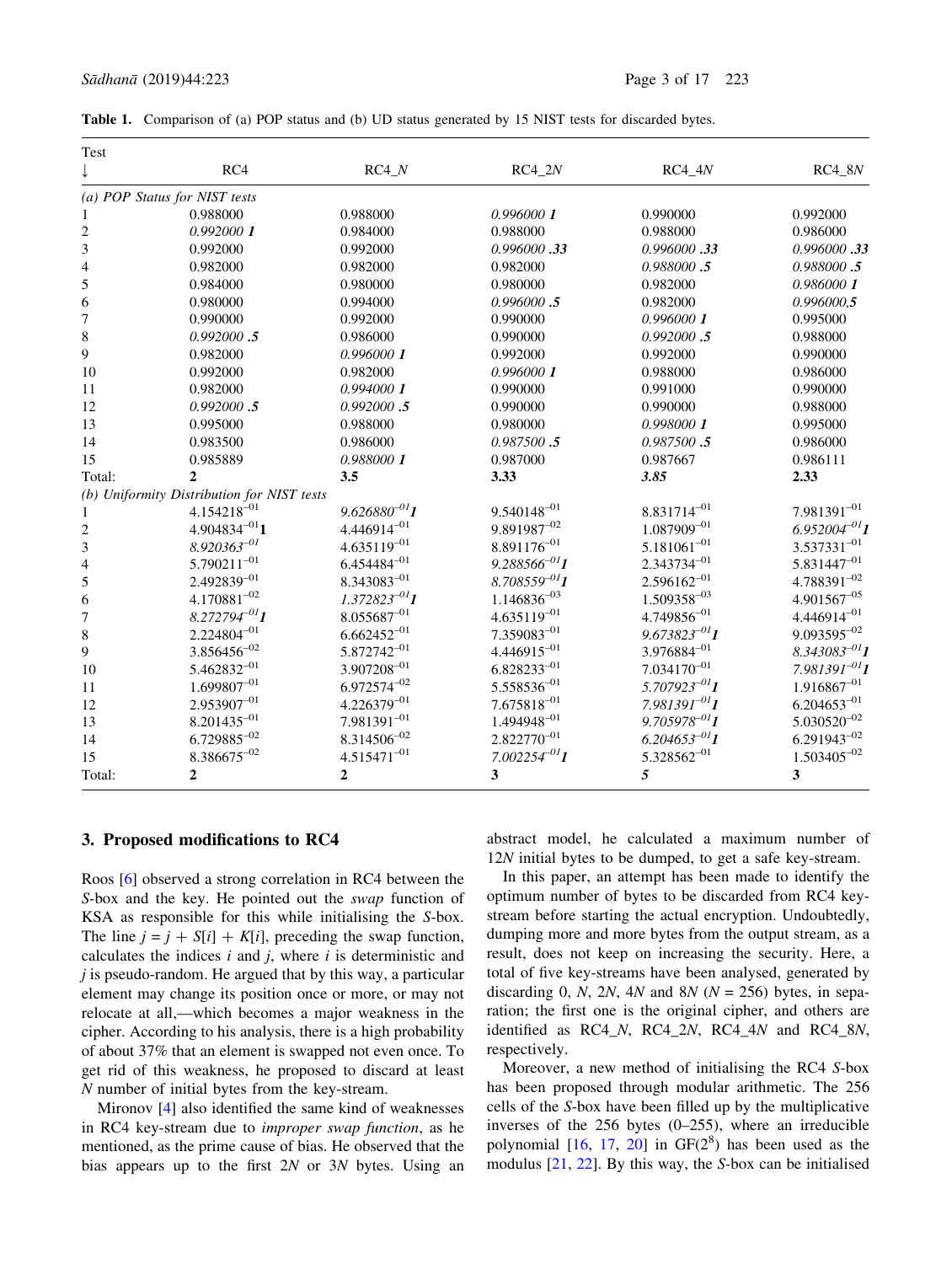**Table 1.** Comparison of (a) POP status and (b) UD status generated by 15 NIST tests for discarded bytes.

| Test ↓ | RC4 | RC4_*N* | RC4_2*N* | RC4_4*N* | RC4_8*N* |
|---|---|---|---|---|---|
| *(a) POP Status for NIST tests* | | | | | |
| 1 | 0.988000 | 0.988000 | *0.996000* ***1*** | 0.990000 | 0.992000 |
| 2 | *0.992000* ***1*** | 0.984000 | 0.988000 | 0.988000 | 0.986000 |
| 3 | 0.992000 | 0.992000 | *0.996000* ***.33*** | *0.996000* ***.33*** | *0.996000* ***.33*** |
| 4 | 0.982000 | 0.982000 | 0.982000 | *0.988000* ***.5*** | *0.988000* ***.5*** |
| 5 | 0.984000 | 0.980000 | 0.980000 | 0.982000 | *0.986000* ***1*** |
| 6 | 0.980000 | 0.994000 | *0.996000* ***.5*** | 0.982000 | *0.996000,**5*** |
| 7 | 0.990000 | 0.992000 | 0.990000 | *0.996000* ***1*** | 0.995000 |
| 8 | *0.992000* ***.5*** | 0.986000 | 0.990000 | *0.992000* ***.5*** | 0.988000 |
| 9 | 0.982000 | *0.996000* ***1*** | 0.992000 | 0.992000 | 0.990000 |
| 10 | 0.992000 | 0.982000 | *0.996000* ***1*** | 0.988000 | 0.986000 |
| 11 | 0.982000 | *0.994000* ***1*** | 0.990000 | 0.991000 | 0.990000 |
| 12 | *0.992000* ***.5*** | *0.992000* ***.5*** | 0.990000 | 0.990000 | 0.988000 |
| 13 | 0.995000 | 0.988000 | 0.980000 | *0.998000* ***1*** | 0.995000 |
| 14 | 0.983500 | 0.986000 | *0.987500* ***.5*** | *0.987500* ***.5*** | 0.986000 |
| 15 | 0.985889 | *0.988000* ***1*** | 0.987000 | 0.987667 | 0.986111 |
| Total: | **2** | **3.5** | **3.33** | ***3.85*** | **2.33** |
| *(b) Uniformity Distribution for NIST tests* | | | | | |
| 1 | $4.154218^{-01}$ | *$9.626880^{-01}$**1*** | $9.540148^{-01}$ | $8.831714^{-01}$ | $7.981391^{-01}$ |
| 2 | $4.904834^{-01}$**1** | $4.446914^{-01}$ | $9.891987^{-02}$ | $1.087909^{-01}$ | *$6.952004^{-01}$**1*** |
| 3 | *$8.920363^{-01}$* | $4.635119^{-01}$ | $8.891176^{-01}$ | $5.181061^{-01}$ | $3.537331^{-01}$ |
| 4 | $5.790211^{-01}$ | $6.454484^{-01}$ | *$9.288566^{-01}$**1*** | $2.343734^{-01}$ | $5.831447^{-01}$ |
| 5 | $2.492839^{-01}$ | $8.343083^{-01}$ | *$8.708559^{-01}$**1*** | $2.596162^{-01}$ | $4.788391^{-02}$ |
| 6 | $4.170881^{-02}$ | *$1.372823^{-01}$**1*** | $1.146836^{-03}$ | $1.509358^{-03}$ | $4.901567^{-05}$ |
| 7 | *$8.272794^{-01}$**1*** | $8.055687^{-01}$ | $4.635119^{-01}$ | $4.749856^{-01}$ | $4.446914^{-01}$ |
| 8 | $2.224804^{-01}$ | $6.662452^{-01}$ | $7.359083^{-01}$ | *$9.673823^{-01}$**1*** | $9.093595^{-02}$ |
| 9 | $3.856456^{-02}$ | $5.872742^{-01}$ | $4.446915^{-01}$ | $3.976884^{-01}$ | *$8.343083^{-01}$**1*** |
| 10 | $5.462832^{-01}$ | $3.907208^{-01}$ | $6.828233^{-01}$ | $7.034170^{-01}$ | *$7.981391^{-01}$**1*** |
| 11 | $1.699807^{-01}$ | $6.972574^{-02}$ | $5.558536^{-01}$ | *$5.707923^{-01}$**1*** | $1.916867^{-01}$ |
| 12 | $2.953907^{-01}$ | $4.226379^{-01}$ | $7.675818^{-01}$ | *$7.981391^{-01}$**1*** | $6.204653^{-01}$ |
| 13 | $8.201435^{-01}$ | $7.981391^{-01}$ | $1.494948^{-01}$ | *$9.705978^{-01}$**1*** | $5.030520^{-02}$ |
| 14 | $6.729885^{-02}$ | $8.314506^{-02}$ | $2.822770^{-01}$ | *$6.204653^{-01}$**1*** | $6.291943^{-02}$ |
| 15 | $8.386675^{-02}$ | $4.515471^{-01}$ | *$7.002254^{-01}$**1*** | $5.328562^{-01}$ | $1.503405^{-02}$ |
| Total: | **2** | **2** | **3** | ***5*** | **3** |

## 3. Proposed modifications to RC4

Roos [6] observed a strong correlation in RC4 between the *S*-box and the key. He pointed out the *swap* function of KSA as responsible for this while initialising the *S*-box. The line $j = j + S[i] + K[i]$, preceding the swap function, calculates the indices *i* and *j*, where *i* is deterministic and *j* is pseudo-random. He argued that by this way, a particular element may change its position once or more, or may not relocate at all,—which becomes a major weakness in the cipher. According to his analysis, there is a high probability of about 37% that an element is swapped not even once. To get rid of this weakness, he proposed to discard at least *N* number of initial bytes from the key-stream.

Mironov [4] also identified the same kind of weaknesses in RC4 key-stream due to *improper swap function*, as he mentioned, as the prime cause of bias. He observed that the bias appears up to the first 2*N* or 3*N* bytes. Using an abstract model, he calculated a maximum number of 12*N* initial bytes to be dumped, to get a safe key-stream.

In this paper, an attempt has been made to identify the optimum number of bytes to be discarded from RC4 key-stream before starting the actual encryption. Undoubtedly, dumping more and more bytes from the output stream, as a result, does not keep on increasing the security. Here, a total of five key-streams have been analysed, generated by discarding 0, *N*, 2*N*, 4*N* and 8*N* ($N = 256$) bytes, in separation; the first one is the original cipher, and others are identified as RC4_*N*, RC4_2*N*, RC4_4*N* and RC4_8*N*, respectively.

Moreover, a new method of initialising the RC4 *S*-box has been proposed through modular arithmetic. The 256 cells of the *S*-box have been filled up by the multiplicative inverses of the 256 bytes (0–255), where an irreducible polynomial [16, 17, 20] in $GF(2^8)$ has been used as the modulus [21, 22]. By this way, the *S*-box can be initialised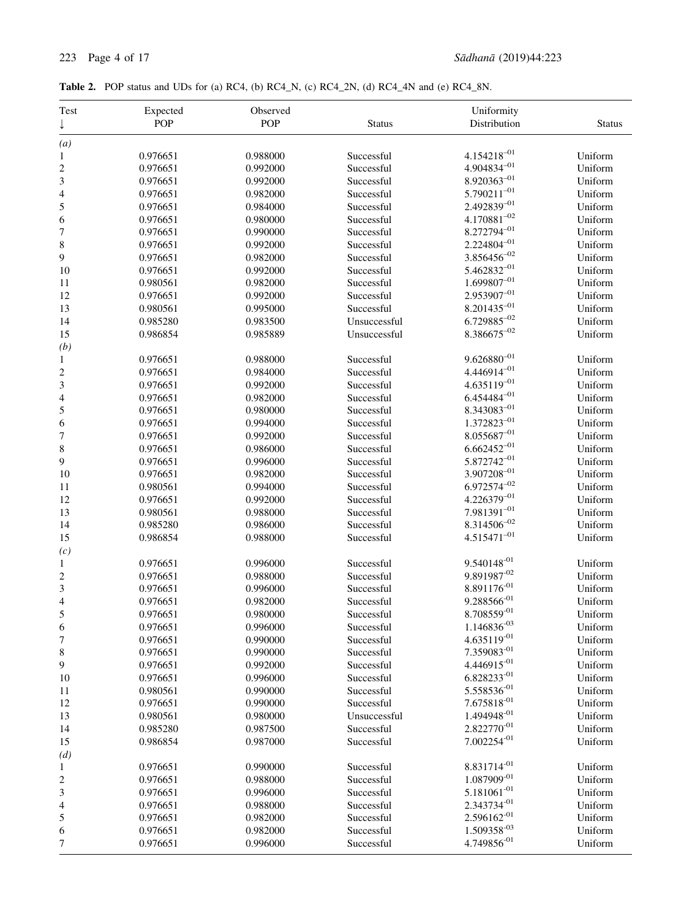**Table 2.** POP status and UDs for (a) RC4, (b) RC4_N, (c) RC4_2N, (d) RC4_4N and (e) RC4_8N.

| Test ↓ | Expected POP | Observed POP | Status | Uniformity Distribution | Status |
|---|---|---|---|---|---|
| *(a)* | | | | | |
| 1 | 0.976651 | 0.988000 | Successful | $4.154218^{-01}$ | Uniform |
| 2 | 0.976651 | 0.992000 | Successful | $4.904834^{-01}$ | Uniform |
| 3 | 0.976651 | 0.992000 | Successful | $8.920363^{-01}$ | Uniform |
| 4 | 0.976651 | 0.982000 | Successful | $5.790211^{-01}$ | Uniform |
| 5 | 0.976651 | 0.984000 | Successful | $2.492839^{-01}$ | Uniform |
| 6 | 0.976651 | 0.980000 | Successful | $4.170881^{-02}$ | Uniform |
| 7 | 0.976651 | 0.990000 | Successful | $8.272794^{-01}$ | Uniform |
| 8 | 0.976651 | 0.992000 | Successful | $2.224804^{-01}$ | Uniform |
| 9 | 0.976651 | 0.982000 | Successful | $3.856456^{-02}$ | Uniform |
| 10 | 0.976651 | 0.992000 | Successful | $5.462832^{-01}$ | Uniform |
| 11 | 0.980561 | 0.982000 | Successful | $1.699807^{-01}$ | Uniform |
| 12 | 0.976651 | 0.992000 | Successful | $2.953907^{-01}$ | Uniform |
| 13 | 0.980561 | 0.995000 | Successful | $8.201435^{-01}$ | Uniform |
| 14 | 0.985280 | 0.983500 | Unsuccessful | $6.729885^{-02}$ | Uniform |
| 15 | 0.986854 | 0.985889 | Unsuccessful | $8.386675^{-02}$ | Uniform |
| *(b)* | | | | | |
| 1 | 0.976651 | 0.988000 | Successful | $9.626880^{-01}$ | Uniform |
| 2 | 0.976651 | 0.984000 | Successful | $4.446914^{-01}$ | Uniform |
| 3 | 0.976651 | 0.992000 | Successful | $4.635119^{-01}$ | Uniform |
| 4 | 0.976651 | 0.982000 | Successful | $6.454484^{-01}$ | Uniform |
| 5 | 0.976651 | 0.980000 | Successful | $8.343083^{-01}$ | Uniform |
| 6 | 0.976651 | 0.994000 | Successful | $1.372823^{-01}$ | Uniform |
| 7 | 0.976651 | 0.992000 | Successful | $8.055687^{-01}$ | Uniform |
| 8 | 0.976651 | 0.986000 | Successful | $6.662452^{-01}$ | Uniform |
| 9 | 0.976651 | 0.996000 | Successful | $5.872742^{-01}$ | Uniform |
| 10 | 0.976651 | 0.982000 | Successful | $3.907208^{-01}$ | Uniform |
| 11 | 0.980561 | 0.994000 | Successful | $6.972574^{-02}$ | Uniform |
| 12 | 0.976651 | 0.992000 | Successful | $4.226379^{-01}$ | Uniform |
| 13 | 0.980561 | 0.988000 | Successful | $7.981391^{-01}$ | Uniform |
| 14 | 0.985280 | 0.986000 | Successful | $8.314506^{-02}$ | Uniform |
| 15 | 0.986854 | 0.988000 | Successful | $4.515471^{-01}$ | Uniform |
| *(c)* | | | | | |
| 1 | 0.976651 | 0.996000 | Successful | $9.540148^{-01}$ | Uniform |
| 2 | 0.976651 | 0.988000 | Successful | $9.891987^{-02}$ | Uniform |
| 3 | 0.976651 | 0.996000 | Successful | $8.891176^{-01}$ | Uniform |
| 4 | 0.976651 | 0.982000 | Successful | $9.288566^{-01}$ | Uniform |
| 5 | 0.976651 | 0.980000 | Successful | $8.708559^{-01}$ | Uniform |
| 6 | 0.976651 | 0.996000 | Successful | $1.146836^{-03}$ | Uniform |
| 7 | 0.976651 | 0.990000 | Successful | $4.635119^{-01}$ | Uniform |
| 8 | 0.976651 | 0.990000 | Successful | $7.359083^{-01}$ | Uniform |
| 9 | 0.976651 | 0.992000 | Successful | $4.446915^{-01}$ | Uniform |
| 10 | 0.976651 | 0.996000 | Successful | $6.828233^{-01}$ | Uniform |
| 11 | 0.980561 | 0.990000 | Successful | $5.558536^{-01}$ | Uniform |
| 12 | 0.976651 | 0.990000 | Successful | $7.675818^{-01}$ | Uniform |
| 13 | 0.980561 | 0.980000 | Unsuccessful | $1.494948^{-01}$ | Uniform |
| 14 | 0.985280 | 0.987500 | Successful | $2.822770^{-01}$ | Uniform |
| 15 | 0.986854 | 0.987000 | Successful | $7.002254^{-01}$ | Uniform |
| *(d)* | | | | | |
| 1 | 0.976651 | 0.990000 | Successful | $8.831714^{-01}$ | Uniform |
| 2 | 0.976651 | 0.988000 | Successful | $1.087909^{-01}$ | Uniform |
| 3 | 0.976651 | 0.996000 | Successful | $5.181061^{-01}$ | Uniform |
| 4 | 0.976651 | 0.988000 | Successful | $2.343734^{-01}$ | Uniform |
| 5 | 0.976651 | 0.982000 | Successful | $2.596162^{-01}$ | Uniform |
| 6 | 0.976651 | 0.982000 | Successful | $1.509358^{-03}$ | Uniform |
| 7 | 0.976651 | 0.996000 | Successful | $4.749856^{-01}$ | Uniform |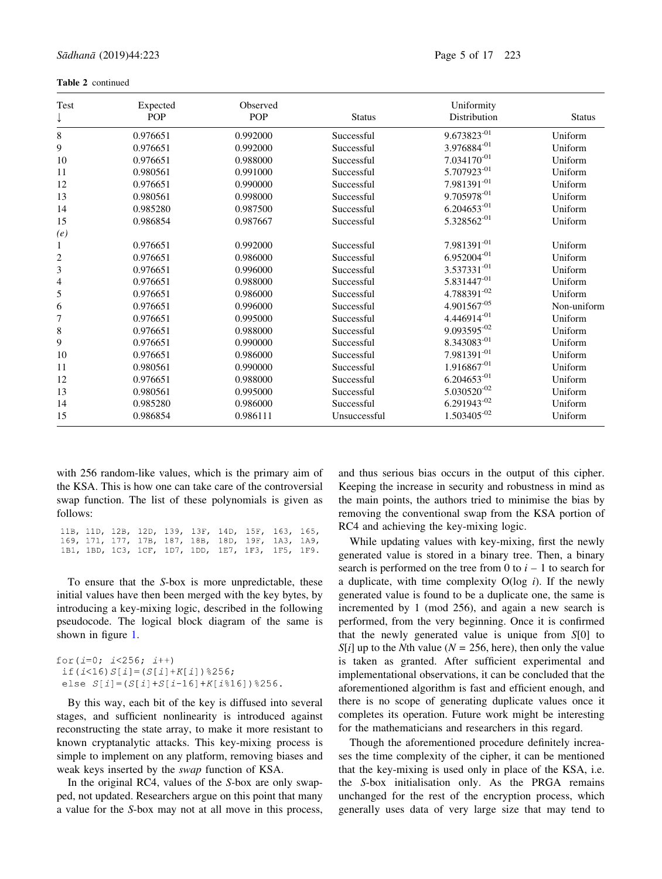**Table 2** continued

| Test ↓ | Expected POP | Observed POP | Status | Uniformity Distribution | Status |
|---|---|---|---|---|---|
| 8 | 0.976651 | 0.992000 | Successful | $9.673823^{-01}$ | Uniform |
| 9 | 0.976651 | 0.992000 | Successful | $3.976884^{-01}$ | Uniform |
| 10 | 0.976651 | 0.988000 | Successful | $7.034170^{-01}$ | Uniform |
| 11 | 0.980561 | 0.991000 | Successful | $5.707923^{-01}$ | Uniform |
| 12 | 0.976651 | 0.990000 | Successful | $7.981391^{-01}$ | Uniform |
| 13 | 0.980561 | 0.998000 | Successful | $9.705978^{-01}$ | Uniform |
| 14 | 0.985280 | 0.987500 | Successful | $6.204653^{-01}$ | Uniform |
| 15 | 0.986854 | 0.987667 | Successful | $5.328562^{-01}$ | Uniform |
| *(e)* | | | | | |
| 1 | 0.976651 | 0.992000 | Successful | $7.981391^{-01}$ | Uniform |
| 2 | 0.976651 | 0.986000 | Successful | $6.952004^{-01}$ | Uniform |
| 3 | 0.976651 | 0.996000 | Successful | $3.537331^{-01}$ | Uniform |
| 4 | 0.976651 | 0.988000 | Successful | $5.831447^{-01}$ | Uniform |
| 5 | 0.976651 | 0.986000 | Successful | $4.788391^{-02}$ | Uniform |
| 6 | 0.976651 | 0.996000 | Successful | $4.901567^{-05}$ | Non-uniform |
| 7 | 0.976651 | 0.995000 | Successful | $4.446914^{-01}$ | Uniform |
| 8 | 0.976651 | 0.988000 | Successful | $9.093595^{-02}$ | Uniform |
| 9 | 0.976651 | 0.990000 | Successful | $8.343083^{-01}$ | Uniform |
| 10 | 0.976651 | 0.986000 | Successful | $7.981391^{-01}$ | Uniform |
| 11 | 0.980561 | 0.990000 | Successful | $1.916867^{-01}$ | Uniform |
| 12 | 0.976651 | 0.988000 | Successful | $6.204653^{-01}$ | Uniform |
| 13 | 0.980561 | 0.995000 | Successful | $5.030520^{-02}$ | Uniform |
| 14 | 0.985280 | 0.986000 | Successful | $6.291943^{-02}$ | Uniform |
| 15 | 0.986854 | 0.986111 | Unsuccessful | $1.503405^{-02}$ | Uniform |

with 256 random-like values, which is the primary aim of the KSA. This is how one can take care of the controversial swap function. The list of these polynomials is given as follows:

```
11B, 11D, 12B, 12D, 139, 13F, 14D, 15F, 163, 165,
169, 171, 177, 17B, 187, 18B, 18D, 19F, 1A3, 1A9,
1B1, 1BD, 1C3, 1CF, 1D7, 1DD, 1E7, 1F3, 1F5, 1F9.
```

To ensure that the *S*-box is more unpredictable, these initial values have then been merged with the key bytes, by introducing a key-mixing logic, described in the following pseudocode. The logical block diagram of the same is shown in figure 1.

```
for(i=0; i<256; i++)
 if(i<16)S[i]=(S[i]+K[i])%256;
 else S[i]=(S[i]+S[i-16]+K[i%16])%256.
```

By this way, each bit of the key is diffused into several stages, and sufficient nonlinearity is introduced against reconstructing the state array, to make it more resistant to known cryptanalytic attacks. This key-mixing process is simple to implement on any platform, removing biases and weak keys inserted by the *swap* function of KSA.

In the original RC4, values of the *S*-box are only swapped, not updated. Researchers argue on this point that many a value for the *S*-box may not at all move in this process, and thus serious bias occurs in the output of this cipher. Keeping the increase in security and robustness in mind as the main points, the authors tried to minimise the bias by removing the conventional swap from the KSA portion of RC4 and achieving the key-mixing logic.

While updating values with key-mixing, first the newly generated value is stored in a binary tree. Then, a binary search is performed on the tree from 0 to $i-1$ to search for a duplicate, with time complexity $O(\log i)$. If the newly generated value is found to be a duplicate one, the same is incremented by 1 (mod 256), and again a new search is performed, from the very beginning. Once it is confirmed that the newly generated value is unique from $S[0]$ to $S[i]$ up to the $N$th value ($N = 256$, here), then only the value is taken as granted. After sufficient experimental and implementational observations, it can be concluded that the aforementioned algorithm is fast and efficient enough, and there is no scope of generating duplicate values once it completes its operation. Future work might be interesting for the mathematicians and researchers in this regard.

Though the aforementioned procedure definitely increases the time complexity of the cipher, it can be mentioned that the key-mixing is used only in place of the KSA, i.e. the *S*-box initialisation only. As the PRGA remains unchanged for the rest of the encryption process, which generally uses data of very large size that may tend to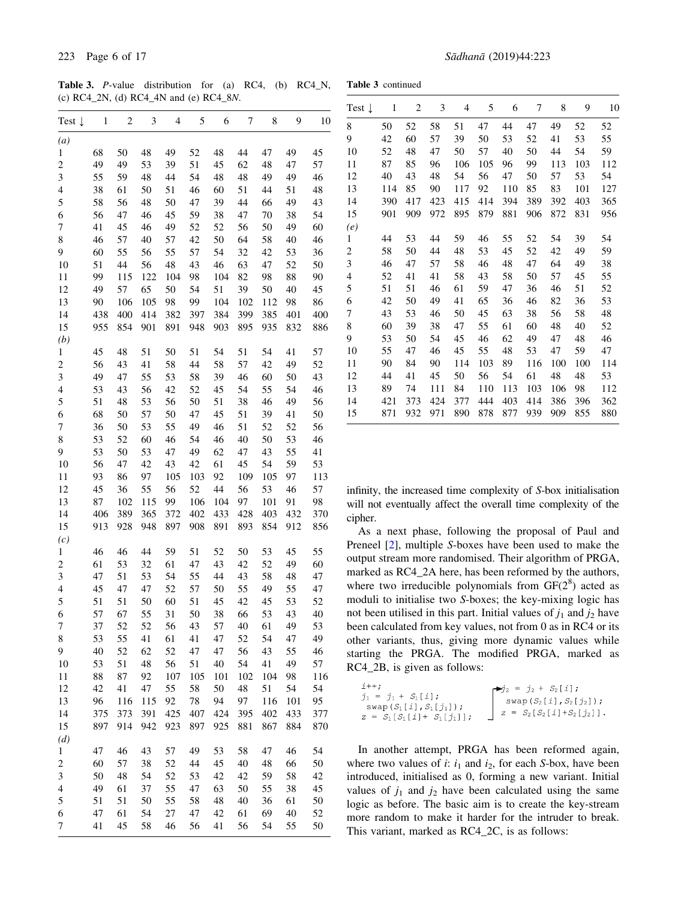**Table 3.** *P*-value distribution for (a) RC4, (b) RC4_N, (c) RC4_2N, (d) RC4_4N and (e) RC4_8*N*.

| Test ↓ | 1 | 2 | 3 | 4 | 5 | 6 | 7 | 8 | 9 | 10 |
|---|---|---|---|---|---|---|---|---|---|---|
| *(a)* | | | | | | | | | | |
| 1 | 68 | 50 | 48 | 49 | 52 | 48 | 44 | 47 | 49 | 45 |
| 2 | 49 | 49 | 53 | 39 | 51 | 45 | 62 | 48 | 47 | 57 |
| 3 | 55 | 59 | 48 | 44 | 54 | 48 | 48 | 49 | 49 | 46 |
| 4 | 38 | 61 | 50 | 51 | 46 | 60 | 51 | 44 | 51 | 48 |
| 5 | 58 | 56 | 48 | 50 | 47 | 39 | 44 | 66 | 49 | 43 |
| 6 | 56 | 47 | 46 | 45 | 59 | 38 | 47 | 70 | 38 | 54 |
| 7 | 41 | 45 | 46 | 49 | 52 | 52 | 56 | 50 | 49 | 60 |
| 8 | 46 | 57 | 40 | 57 | 42 | 50 | 64 | 58 | 40 | 46 |
| 9 | 60 | 55 | 56 | 55 | 57 | 54 | 32 | 42 | 53 | 36 |
| 10 | 51 | 44 | 56 | 48 | 43 | 46 | 63 | 47 | 52 | 50 |
| 11 | 99 | 115 | 122 | 104 | 98 | 104 | 82 | 98 | 88 | 90 |
| 12 | 49 | 57 | 65 | 50 | 54 | 51 | 39 | 50 | 40 | 45 |
| 13 | 90 | 106 | 105 | 98 | 99 | 104 | 102 | 112 | 98 | 86 |
| 14 | 438 | 400 | 414 | 382 | 397 | 384 | 399 | 385 | 401 | 400 |
| 15 | 955 | 854 | 901 | 891 | 948 | 903 | 895 | 935 | 832 | 886 |
| *(b)* | | | | | | | | | | |
| 1 | 45 | 48 | 51 | 50 | 51 | 54 | 51 | 54 | 41 | 57 |
| 2 | 56 | 43 | 41 | 58 | 44 | 58 | 57 | 42 | 49 | 52 |
| 3 | 49 | 47 | 55 | 53 | 58 | 39 | 46 | 60 | 50 | 43 |
| 4 | 53 | 43 | 56 | 42 | 52 | 45 | 54 | 55 | 54 | 46 |
| 5 | 51 | 48 | 53 | 56 | 50 | 51 | 38 | 46 | 49 | 56 |
| 6 | 68 | 50 | 57 | 50 | 47 | 45 | 51 | 39 | 41 | 50 |
| 7 | 36 | 50 | 53 | 55 | 49 | 46 | 51 | 52 | 52 | 56 |
| 8 | 53 | 52 | 60 | 46 | 54 | 46 | 40 | 50 | 53 | 46 |
| 9 | 53 | 50 | 53 | 47 | 49 | 62 | 47 | 43 | 55 | 41 |
| 10 | 56 | 47 | 42 | 43 | 42 | 61 | 45 | 54 | 59 | 53 |
| 11 | 93 | 86 | 97 | 105 | 103 | 92 | 109 | 105 | 97 | 113 |
| 12 | 45 | 36 | 55 | 56 | 52 | 44 | 56 | 53 | 46 | 57 |
| 13 | 87 | 102 | 115 | 99 | 106 | 104 | 97 | 101 | 91 | 98 |
| 14 | 406 | 389 | 365 | 372 | 402 | 433 | 428 | 403 | 432 | 370 |
| 15 | 913 | 928 | 948 | 897 | 908 | 891 | 893 | 854 | 912 | 856 |
| *(c)* | | | | | | | | | | |
| 1 | 46 | 46 | 44 | 59 | 51 | 52 | 50 | 53 | 45 | 55 |
| 2 | 61 | 53 | 32 | 61 | 47 | 43 | 42 | 52 | 49 | 60 |
| 3 | 47 | 51 | 53 | 54 | 55 | 44 | 43 | 58 | 48 | 47 |
| 4 | 45 | 47 | 47 | 52 | 57 | 50 | 55 | 49 | 55 | 47 |
| 5 | 51 | 51 | 50 | 60 | 51 | 45 | 42 | 45 | 53 | 52 |
| 6 | 57 | 67 | 55 | 31 | 50 | 38 | 66 | 53 | 43 | 40 |
| 7 | 37 | 52 | 52 | 56 | 43 | 57 | 40 | 61 | 49 | 53 |
| 8 | 53 | 55 | 41 | 61 | 41 | 47 | 52 | 54 | 47 | 49 |
| 9 | 40 | 52 | 62 | 52 | 47 | 47 | 56 | 43 | 55 | 46 |
| 10 | 53 | 51 | 48 | 56 | 51 | 40 | 54 | 41 | 49 | 57 |
| 11 | 88 | 87 | 92 | 107 | 105 | 101 | 102 | 104 | 98 | 116 |
| 12 | 42 | 41 | 47 | 55 | 58 | 50 | 48 | 51 | 54 | 54 |
| 13 | 96 | 116 | 115 | 92 | 78 | 94 | 97 | 116 | 101 | 95 |
| 14 | 375 | 373 | 391 | 425 | 407 | 424 | 395 | 402 | 433 | 377 |
| 15 | 897 | 914 | 942 | 923 | 897 | 925 | 881 | 867 | 884 | 870 |
| *(d)* | | | | | | | | | | |
| 1 | 47 | 46 | 43 | 57 | 49 | 53 | 58 | 47 | 46 | 54 |
| 2 | 60 | 57 | 38 | 52 | 44 | 45 | 40 | 48 | 66 | 50 |
| 3 | 50 | 48 | 54 | 52 | 53 | 42 | 42 | 59 | 58 | 42 |
| 4 | 49 | 61 | 37 | 55 | 47 | 63 | 50 | 55 | 38 | 45 |
| 5 | 51 | 51 | 50 | 55 | 58 | 48 | 40 | 36 | 61 | 50 |
| 6 | 47 | 61 | 54 | 27 | 47 | 42 | 61 | 69 | 40 | 52 |
| 7 | 41 | 45 | 58 | 46 | 56 | 41 | 56 | 54 | 55 | 50 |
| 8 | 50 | 52 | 58 | 51 | 47 | 44 | 47 | 49 | 52 | 52 |
| 9 | 42 | 60 | 57 | 39 | 50 | 53 | 52 | 41 | 53 | 55 |
| 10 | 52 | 48 | 47 | 50 | 57 | 40 | 50 | 44 | 54 | 59 |
| 11 | 87 | 85 | 96 | 106 | 105 | 96 | 99 | 113 | 103 | 112 |
| 12 | 40 | 43 | 48 | 54 | 56 | 47 | 50 | 57 | 53 | 54 |
| 13 | 114 | 85 | 90 | 117 | 92 | 110 | 85 | 83 | 101 | 127 |
| 14 | 390 | 417 | 423 | 415 | 414 | 394 | 389 | 392 | 403 | 365 |
| 15 | 901 | 909 | 972 | 895 | 879 | 881 | 906 | 872 | 831 | 956 |
| *(e)* | | | | | | | | | | |
| 1 | 44 | 53 | 44 | 59 | 46 | 55 | 52 | 54 | 39 | 54 |
| 2 | 58 | 50 | 44 | 48 | 53 | 45 | 52 | 42 | 49 | 59 |
| 3 | 46 | 47 | 57 | 58 | 46 | 48 | 47 | 64 | 49 | 38 |
| 4 | 52 | 41 | 41 | 58 | 43 | 58 | 50 | 57 | 45 | 55 |
| 5 | 51 | 51 | 46 | 61 | 59 | 47 | 36 | 46 | 51 | 52 |
| 6 | 42 | 50 | 49 | 41 | 65 | 36 | 46 | 82 | 36 | 53 |
| 7 | 43 | 53 | 46 | 50 | 45 | 63 | 38 | 56 | 58 | 48 |
| 8 | 60 | 39 | 38 | 47 | 55 | 61 | 60 | 48 | 40 | 52 |
| 9 | 53 | 50 | 54 | 45 | 46 | 62 | 49 | 47 | 48 | 46 |
| 10 | 55 | 47 | 46 | 45 | 55 | 48 | 53 | 47 | 59 | 47 |
| 11 | 90 | 84 | 90 | 114 | 103 | 89 | 116 | 100 | 100 | 114 |
| 12 | 44 | 41 | 45 | 50 | 56 | 54 | 61 | 48 | 48 | 53 |
| 13 | 89 | 74 | 111 | 84 | 110 | 113 | 103 | 106 | 98 | 112 |
| 14 | 421 | 373 | 424 | 377 | 444 | 403 | 414 | 386 | 396 | 362 |
| 15 | 871 | 932 | 971 | 890 | 878 | 877 | 939 | 909 | 855 | 880 |

infinity, the increased time complexity of *S*-box initialisation will not eventually affect the overall time complexity of the cipher.

As a next phase, following the proposal of Paul and Preneel [2], multiple *S*-boxes have been used to make the output stream more randomised. Their algorithm of PRGA, marked as RC4_2A here, has been reformed by the authors, where two irreducible polynomials from GF($2^8$) acted as moduli to initialise two *S*-boxes; the key-mixing logic has not been utilised in this part. Initial values of $j_1$ and $j_2$ have been calculated from key values, not from 0 as in RC4 or its other variants, thus, giving more dynamic values while starting the PRGA. The modified PRGA, marked as RC4_2B, is given as follows:

```
i++;
j1 = j1 + S1[i];
 swap(S1[i],S1[j1]);
z = S1[S1[i]+ S1[j1]];

j2 = j2 + S2[i];
 swap(S2[i],S2[j2]);
z = S2[S2[i]+S2[j2]].
```

In another attempt, PRGA has been reformed again, where two values of *i*: $i_1$ and $i_2$, for each *S*-box, have been introduced, initialised as 0, forming a new variant. Initial values of $j_1$ and $j_2$ have been calculated using the same logic as before. The basic aim is to create the key-stream more random to make it harder for the intruder to break. This variant, marked as RC4_2C, is as follows: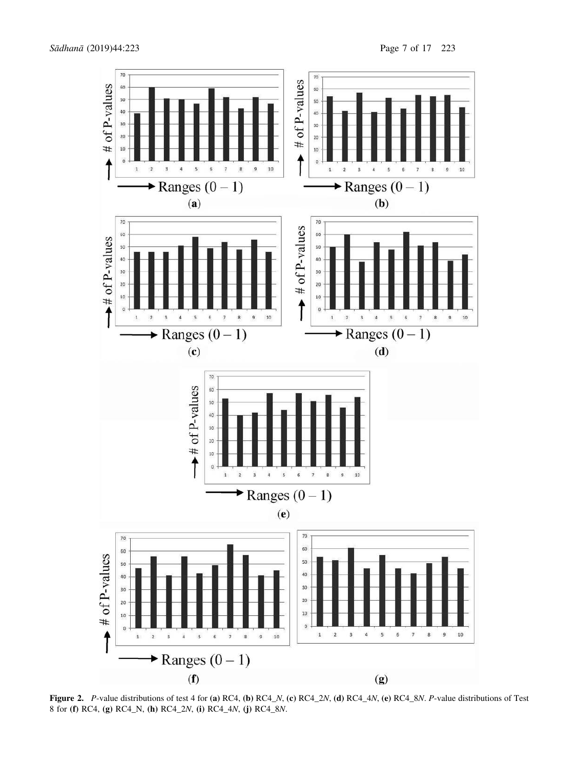70
60
50
40
30
20
10
0
1 2 3 4 5 6 7 8 9 10

# of P-values

Ranges (0 – 1)

(**a**)

70
60
50
40
30
20
10
0
1 2 3 4 5 6 7 8 9 10

# of P-values

Ranges (0 – 1)

(**b**)

70
60
50
40
30
20
10
0
1 2 3 4 5 6 7 8 9 10

# of P-values

Ranges (0 – 1)

(**c**)

70
60
50
40
30
20
10
0
1 2 3 4 5 6 7 8 9 10

# of P-values

Ranges (0 – 1)

(**d**)

70
60
50
40
30
20
10
0
1 2 3 4 5 6 7 8 9 10

# of P-values

Ranges (0 – 1)

(**e**)

70
60
50
40
30
20
10
0
1 2 3 4 5 6 7 8 9 10

# of P-values

Ranges (0 – 1)

(**f**)

70
60
50
40
30
20
10
0
1 2 3 4 5 6 7 8 9 10

(**g**)

**Figure 2.** *P*-value distributions of test 4 for **(a)** RC4, **(b)** RC4_*N*, **(c)** RC4_2*N*, **(d)** RC4_4*N*, **(e)** RC4_8*N*. *P*-value distributions of Test 8 for **(f)** RC4, **(g)** RC4_N, **(h)** RC4_2*N*, **(i)** RC4_4*N*, **(j)** RC4_8*N*.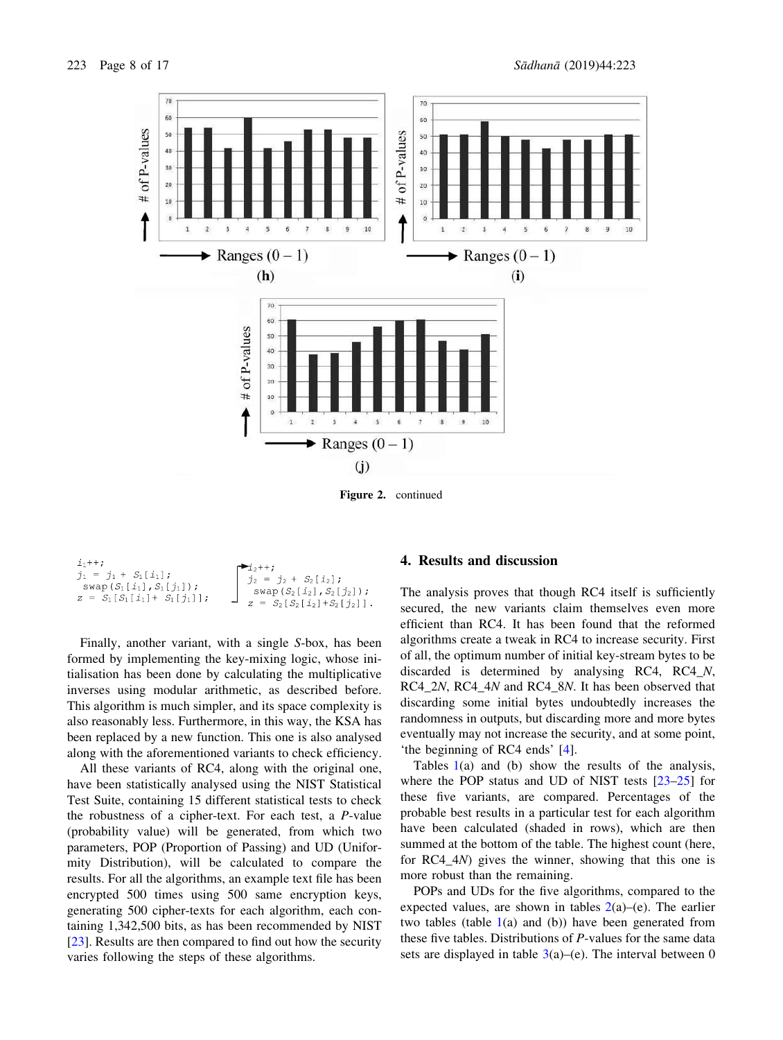70
60
50
40
30
20
10
0
1 2 3 4 5 6 7 8 9 10

# of P-values

Ranges (0 – 1)

(h)

70
60
50
40
30
20
10
0
1 2 3 4 5 6 7 8 9 10

# of P-values

Ranges (0 – 1)

(i)

70
60
50
40
30
20
10
0
1 2 3 4 5 6 7 8 9 10

# of P-values

Ranges (0 – 1)

(j)

**Figure 2.** continued

```
i1++;
j1 = j1 + S1[i1];
 swap(S1[i1],S1[j1]);
z = S1[S1[i1]+ S1[j1]];

i2++;
j2 = j2 + S2[i2];
 swap(S2[i2],S2[j2]);
z = S2[S2[i2]+S2[j2]].
```

Finally, another variant, with a single *S*-box, has been formed by implementing the key-mixing logic, whose initialisation has been done by calculating the multiplicative inverses using modular arithmetic, as described before. This algorithm is much simpler, and its space complexity is also reasonably less. Furthermore, in this way, the KSA has been replaced by a new function. This one is also analysed along with the aforementioned variants to check efficiency.

All these variants of RC4, along with the original one, have been statistically analysed using the NIST Statistical Test Suite, containing 15 different statistical tests to check the robustness of a cipher-text. For each test, a *P*-value (probability value) will be generated, from which two parameters, POP (Proportion of Passing) and UD (Uniformity Distribution), will be calculated to compare the results. For all the algorithms, an example text file has been encrypted 500 times using 500 same encryption keys, generating 500 cipher-texts for each algorithm, each containing 1,342,500 bits, as has been recommended by NIST [23]. Results are then compared to find out how the security varies following the steps of these algorithms.

## 4. Results and discussion

The analysis proves that though RC4 itself is sufficiently secured, the new variants claim themselves even more efficient than RC4. It has been found that the reformed algorithms create a tweak in RC4 to increase security. First of all, the optimum number of initial key-stream bytes to be discarded is determined by analysing RC4, RC4_*N*, RC4_2*N*, RC4_4*N* and RC4_8*N*. It has been observed that discarding some initial bytes undoubtedly increases the randomness in outputs, but discarding more and more bytes eventually may not increase the security, and at some point, 'the beginning of RC4 ends' [4].

Tables 1(a) and (b) show the results of the analysis, where the POP status and UD of NIST tests [23–25] for these five variants, are compared. Percentages of the probable best results in a particular test for each algorithm have been calculated (shaded in rows), which are then summed at the bottom of the table. The highest count (here, for RC4_4*N*) gives the winner, showing that this one is more robust than the remaining.

POPs and UDs for the five algorithms, compared to the expected values, are shown in tables 2(a)–(e). The earlier two tables (table 1(a) and (b)) have been generated from these five tables. Distributions of *P*-values for the same data sets are displayed in table 3(a)–(e). The interval between 0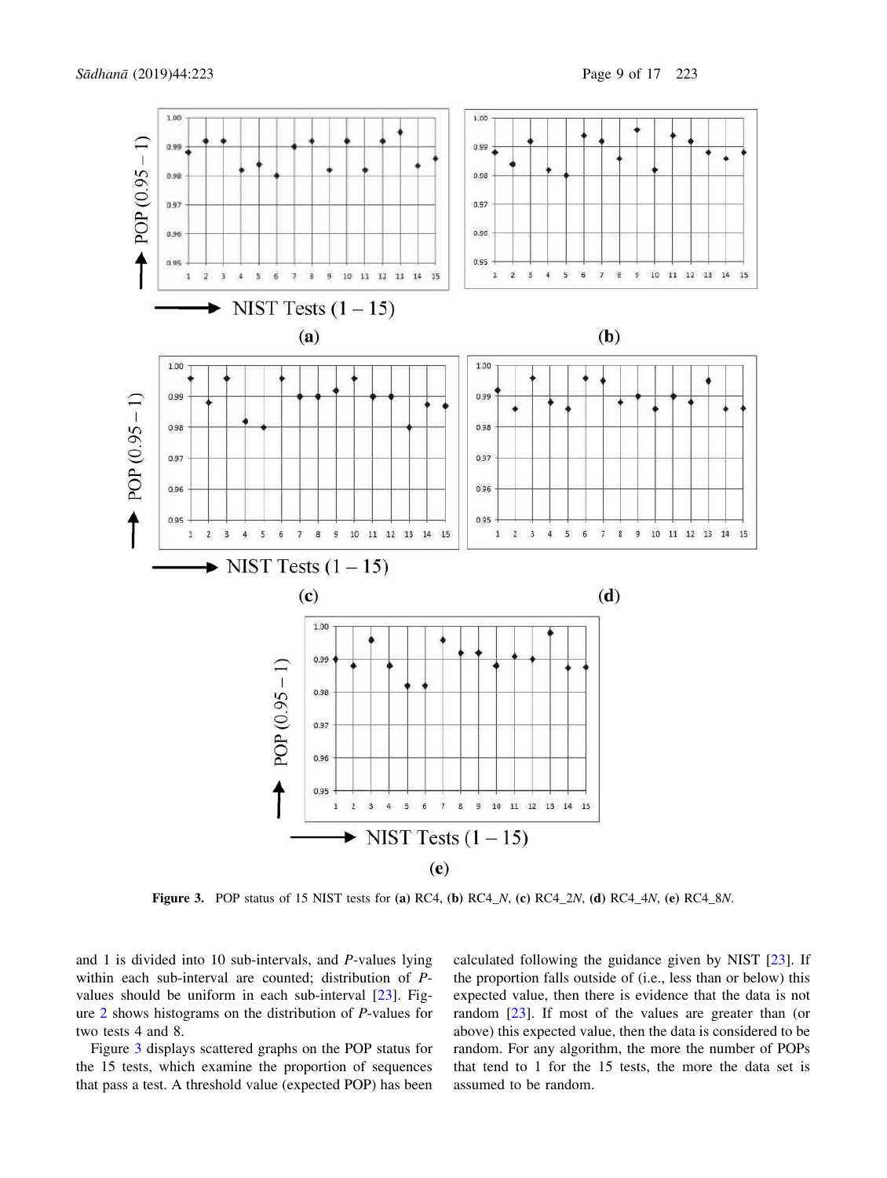POP (0.95 – 1)

NIST Tests (1 – 15)

(a)

(b)

POP (0.95 – 1)

NIST Tests (1 – 15)

(c)

(d)

POP (0.95 – 1)

NIST Tests (1 – 15)

(e)

**Figure 3.** POP status of 15 NIST tests for **(a)** RC4, **(b)** RC4_*N*, **(c)** RC4_2*N*, **(d)** RC4_4*N*, **(e)** RC4_8*N*.

and 1 is divided into 10 sub-intervals, and *P*-values lying within each sub-interval are counted; distribution of *P*-values should be uniform in each sub-interval [23]. Figure 2 shows histograms on the distribution of *P*-values for two tests 4 and 8.

Figure 3 displays scattered graphs on the POP status for the 15 tests, which examine the proportion of sequences that pass a test. A threshold value (expected POP) has been calculated following the guidance given by NIST [23]. If the proportion falls outside of (i.e., less than or below) this expected value, then there is evidence that the data is not random [23]. If most of the values are greater than (or above) this expected value, then the data is considered to be random. For any algorithm, the more the number of POPs that tend to 1 for the 15 tests, the more the data set is assumed to be random.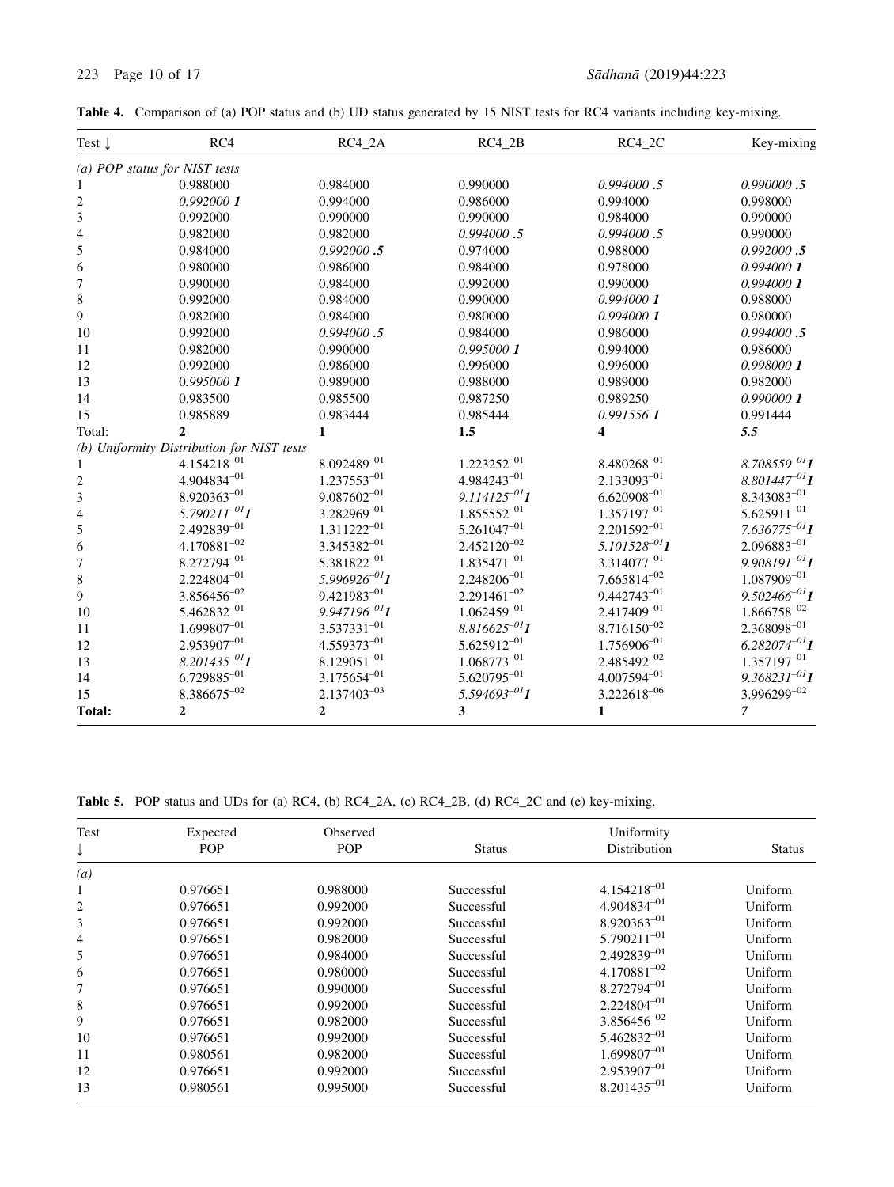**Table 4.** Comparison of (a) POP status and (b) UD status generated by 15 NIST tests for RC4 variants including key-mixing.

| Test ↓ | RC4 | RC4_2A | RC4_2B | RC4_2C | Key-mixing |
|---|---|---|---|---|---|
| *(a) POP status for NIST tests* | | | | | |
| 1 | 0.988000 | 0.984000 | 0.990000 | *0.994000* ***.5*** | *0.990000* ***.5*** |
| 2 | *0.992000* ***1*** | 0.994000 | 0.986000 | 0.994000 | 0.998000 |
| 3 | 0.992000 | 0.990000 | 0.990000 | 0.984000 | 0.990000 |
| 4 | 0.982000 | 0.982000 | *0.994000* ***.5*** | *0.994000* ***.5*** | 0.990000 |
| 5 | 0.984000 | *0.992000* ***.5*** | 0.974000 | 0.988000 | *0.992000* ***.5*** |
| 6 | 0.980000 | 0.986000 | 0.984000 | 0.978000 | *0.994000* ***1*** |
| 7 | 0.990000 | 0.984000 | 0.992000 | 0.990000 | *0.994000* ***1*** |
| 8 | 0.992000 | 0.984000 | 0.990000 | *0.994000* ***1*** | 0.988000 |
| 9 | 0.982000 | 0.984000 | 0.980000 | *0.994000* ***1*** | 0.980000 |
| 10 | 0.992000 | *0.994000* ***.5*** | 0.984000 | 0.986000 | *0.994000* ***.5*** |
| 11 | 0.982000 | 0.990000 | *0.995000* ***1*** | 0.994000 | 0.986000 |
| 12 | 0.992000 | 0.986000 | 0.996000 | 0.996000 | *0.998000* ***1*** |
| 13 | *0.995000* ***1*** | 0.989000 | 0.988000 | 0.989000 | 0.982000 |
| 14 | 0.983500 | 0.985500 | 0.987250 | 0.989250 | *0.990000* ***1*** |
| 15 | 0.985889 | 0.983444 | 0.985444 | *0.991556* ***1*** | 0.991444 |
| Total: | **2** | **1** | **1.5** | **4** | ***5.5*** |
| *(b) Uniformity Distribution for NIST tests* | | | | | |
| 1 | $4.154218^{-01}$ | $8.092489^{-01}$ | $1.223252^{-01}$ | $8.480268^{-01}$ | *$8.708559^{-01}$* ***1*** |
| 2 | $4.904834^{-01}$ | $1.237553^{-01}$ | $4.984243^{-01}$ | $2.133093^{-01}$ | *$8.801447^{-01}$* ***1*** |
| 3 | $8.920363^{-01}$ | $9.087602^{-01}$ | *$9.114125^{-01}$* ***1*** | $6.620908^{-01}$ | $8.343083^{-01}$ |
| 4 | *$5.790211^{-01}$* ***1*** | $3.282969^{-01}$ | $1.855552^{-01}$ | $1.357197^{-01}$ | $5.625911^{-01}$ |
| 5 | $2.492839^{-01}$ | $1.311222^{-01}$ | $5.261047^{-01}$ | $2.201592^{-01}$ | *$7.636775^{-01}$* ***1*** |
| 6 | $4.170881^{-02}$ | $3.345382^{-01}$ | $2.452120^{-02}$ | *$5.101528^{-01}$* ***1*** | $2.096883^{-01}$ |
| 7 | $8.272794^{-01}$ | $5.381822^{-01}$ | $1.835471^{-01}$ | $3.314077^{-01}$ | *$9.908191^{-01}$* ***1*** |
| 8 | $2.224804^{-01}$ | *$5.996926^{-01}$* ***1*** | $2.248206^{-01}$ | $7.665814^{-02}$ | $1.087909^{-01}$ |
| 9 | $3.856456^{-02}$ | $9.421983^{-01}$ | $2.291461^{-02}$ | $9.442743^{-01}$ | *$9.502466^{-01}$* ***1*** |
| 10 | $5.462832^{-01}$ | *$9.947196^{-01}$* ***1*** | $1.062459^{-01}$ | $2.417409^{-01}$ | $1.866758^{-02}$ |
| 11 | $1.699807^{-01}$ | $3.537331^{-01}$ | *$8.816625^{-01}$* ***1*** | $8.716150^{-02}$ | $2.368098^{-01}$ |
| 12 | $2.953907^{-01}$ | $4.559373^{-01}$ | $5.625912^{-01}$ | $1.756906^{-01}$ | *$6.282074^{-01}$* ***1*** |
| 13 | *$8.201435^{-01}$* ***1*** | $8.129051^{-01}$ | $1.068773^{-01}$ | $2.485492^{-02}$ | $1.357197^{-01}$ |
| 14 | $6.729885^{-01}$ | $3.175654^{-01}$ | $5.620795^{-01}$ | $4.007594^{-01}$ | *$9.368231^{-01}$* ***1*** |
| 15 | $8.386675^{-02}$ | $2.137403^{-03}$ | *$5.594693^{-01}$* ***1*** | $3.222618^{-06}$ | $3.996299^{-02}$ |
| **Total:** | **2** | **2** | **3** | **1** | ***7*** |

**Table 5.** POP status and UDs for (a) RC4, (b) RC4_2A, (c) RC4_2B, (d) RC4_2C and (e) key-mixing.

| Test ↓ | Expected POP | Observed POP | Status | Uniformity Distribution | Status |
|---|---|---|---|---|---|
| *(a)* | | | | | |
| 1 | 0.976651 | 0.988000 | Successful | $4.154218^{-01}$ | Uniform |
| 2 | 0.976651 | 0.992000 | Successful | $4.904834^{-01}$ | Uniform |
| 3 | 0.976651 | 0.992000 | Successful | $8.920363^{-01}$ | Uniform |
| 4 | 0.976651 | 0.982000 | Successful | $5.790211^{-01}$ | Uniform |
| 5 | 0.976651 | 0.984000 | Successful | $2.492839^{-01}$ | Uniform |
| 6 | 0.976651 | 0.980000 | Successful | $4.170881^{-02}$ | Uniform |
| 7 | 0.976651 | 0.990000 | Successful | $8.272794^{-01}$ | Uniform |
| 8 | 0.976651 | 0.992000 | Successful | $2.224804^{-01}$ | Uniform |
| 9 | 0.976651 | 0.982000 | Successful | $3.856456^{-02}$ | Uniform |
| 10 | 0.976651 | 0.992000 | Successful | $5.462832^{-01}$ | Uniform |
| 11 | 0.980561 | 0.982000 | Successful | $1.699807^{-01}$ | Uniform |
| 12 | 0.976651 | 0.992000 | Successful | $2.953907^{-01}$ | Uniform |
| 13 | 0.980561 | 0.995000 | Successful | $8.201435^{-01}$ | Uniform |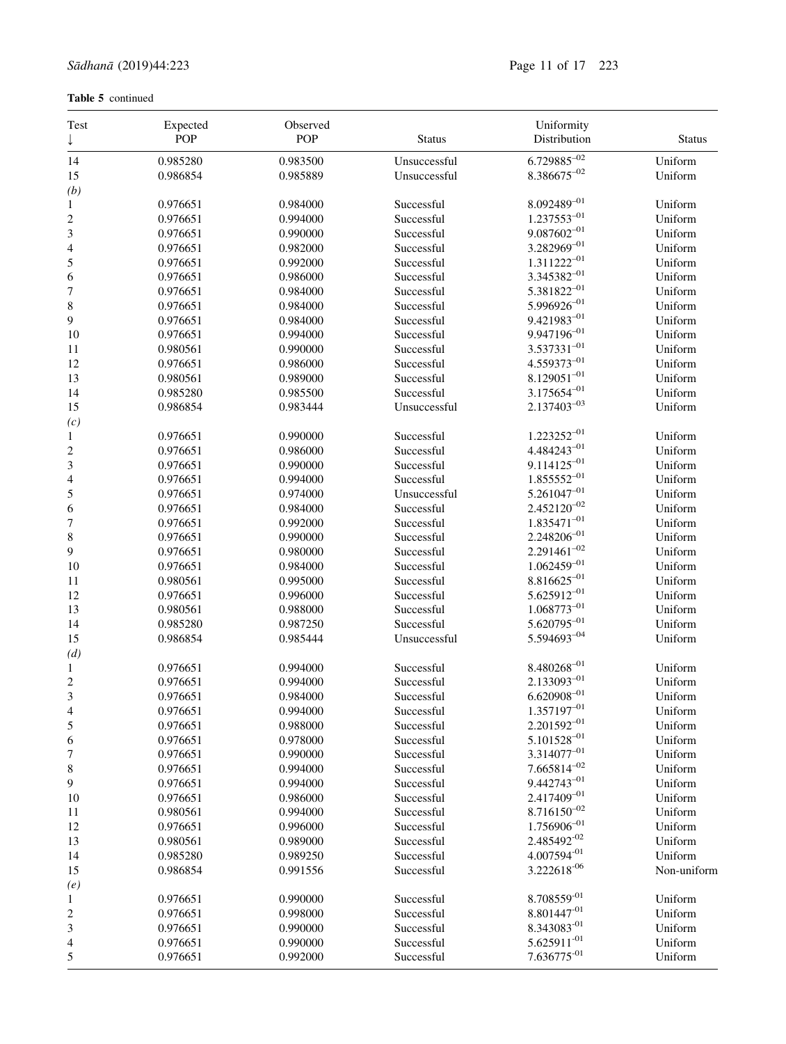**Table 5** continued

| Test ↓ | Expected POP | Observed POP | Status | Uniformity Distribution | Status |
|---|---|---|---|---|---|
| 14 | 0.985280 | 0.983500 | Unsuccessful | $6.729885^{-02}$ | Uniform |
| 15 | 0.986854 | 0.985889 | Unsuccessful | $8.386675^{-02}$ | Uniform |
| *(b)* | | | | | |
| 1 | 0.976651 | 0.984000 | Successful | $8.092489^{-01}$ | Uniform |
| 2 | 0.976651 | 0.994000 | Successful | $1.237553^{-01}$ | Uniform |
| 3 | 0.976651 | 0.990000 | Successful | $9.087602^{-01}$ | Uniform |
| 4 | 0.976651 | 0.982000 | Successful | $3.282969^{-01}$ | Uniform |
| 5 | 0.976651 | 0.992000 | Successful | $1.311222^{-01}$ | Uniform |
| 6 | 0.976651 | 0.986000 | Successful | $3.345382^{-01}$ | Uniform |
| 7 | 0.976651 | 0.984000 | Successful | $5.381822^{-01}$ | Uniform |
| 8 | 0.976651 | 0.984000 | Successful | $5.996926^{-01}$ | Uniform |
| 9 | 0.976651 | 0.984000 | Successful | $9.421983^{-01}$ | Uniform |
| 10 | 0.976651 | 0.994000 | Successful | $9.947196^{-01}$ | Uniform |
| 11 | 0.980561 | 0.990000 | Successful | $3.537331^{-01}$ | Uniform |
| 12 | 0.976651 | 0.986000 | Successful | $4.559373^{-01}$ | Uniform |
| 13 | 0.980561 | 0.989000 | Successful | $8.129051^{-01}$ | Uniform |
| 14 | 0.985280 | 0.985500 | Successful | $3.175654^{-01}$ | Uniform |
| 15 | 0.986854 | 0.983444 | Unsuccessful | $2.137403^{-03}$ | Uniform |
| *(c)* | | | | | |
| 1 | 0.976651 | 0.990000 | Successful | $1.223252^{-01}$ | Uniform |
| 2 | 0.976651 | 0.986000 | Successful | $4.484243^{-01}$ | Uniform |
| 3 | 0.976651 | 0.990000 | Successful | $9.114125^{-01}$ | Uniform |
| 4 | 0.976651 | 0.994000 | Successful | $1.855552^{-01}$ | Uniform |
| 5 | 0.976651 | 0.974000 | Unsuccessful | $5.261047^{-01}$ | Uniform |
| 6 | 0.976651 | 0.984000 | Successful | $2.452120^{-02}$ | Uniform |
| 7 | 0.976651 | 0.992000 | Successful | $1.835471^{-01}$ | Uniform |
| 8 | 0.976651 | 0.990000 | Successful | $2.248206^{-01}$ | Uniform |
| 9 | 0.976651 | 0.980000 | Successful | $2.291461^{-02}$ | Uniform |
| 10 | 0.976651 | 0.984000 | Successful | $1.062459^{-01}$ | Uniform |
| 11 | 0.980561 | 0.995000 | Successful | $8.816625^{-01}$ | Uniform |
| 12 | 0.976651 | 0.996000 | Successful | $5.625912^{-01}$ | Uniform |
| 13 | 0.980561 | 0.988000 | Successful | $1.068773^{-01}$ | Uniform |
| 14 | 0.985280 | 0.987250 | Successful | $5.620795^{-01}$ | Uniform |
| 15 | 0.986854 | 0.985444 | Unsuccessful | $5.594693^{-04}$ | Uniform |
| *(d)* | | | | | |
| 1 | 0.976651 | 0.994000 | Successful | $8.480268^{-01}$ | Uniform |
| 2 | 0.976651 | 0.994000 | Successful | $2.133093^{-01}$ | Uniform |
| 3 | 0.976651 | 0.984000 | Successful | $6.620908^{-01}$ | Uniform |
| 4 | 0.976651 | 0.994000 | Successful | $1.357197^{-01}$ | Uniform |
| 5 | 0.976651 | 0.988000 | Successful | $2.201592^{-01}$ | Uniform |
| 6 | 0.976651 | 0.978000 | Successful | $5.101528^{-01}$ | Uniform |
| 7 | 0.976651 | 0.990000 | Successful | $3.314077^{-01}$ | Uniform |
| 8 | 0.976651 | 0.994000 | Successful | $7.665814^{-02}$ | Uniform |
| 9 | 0.976651 | 0.994000 | Successful | $9.442743^{-01}$ | Uniform |
| 10 | 0.976651 | 0.986000 | Successful | $2.417409^{-01}$ | Uniform |
| 11 | 0.980561 | 0.994000 | Successful | $8.716150^{-02}$ | Uniform |
| 12 | 0.976651 | 0.996000 | Successful | $1.756906^{-01}$ | Uniform |
| 13 | 0.980561 | 0.989000 | Successful | $2.485492^{-02}$ | Uniform |
| 14 | 0.985280 | 0.989250 | Successful | $4.007594^{-01}$ | Uniform |
| 15 | 0.986854 | 0.991556 | Successful | $3.222618^{-06}$ | Non-uniform |
| *(e)* | | | | | |
| 1 | 0.976651 | 0.990000 | Successful | $8.708559^{-01}$ | Uniform |
| 2 | 0.976651 | 0.998000 | Successful | $8.801447^{-01}$ | Uniform |
| 3 | 0.976651 | 0.990000 | Successful | $8.343083^{-01}$ | Uniform |
| 4 | 0.976651 | 0.990000 | Successful | $5.625911^{-01}$ | Uniform |
| 5 | 0.976651 | 0.992000 | Successful | $7.636775^{-01}$ | Uniform |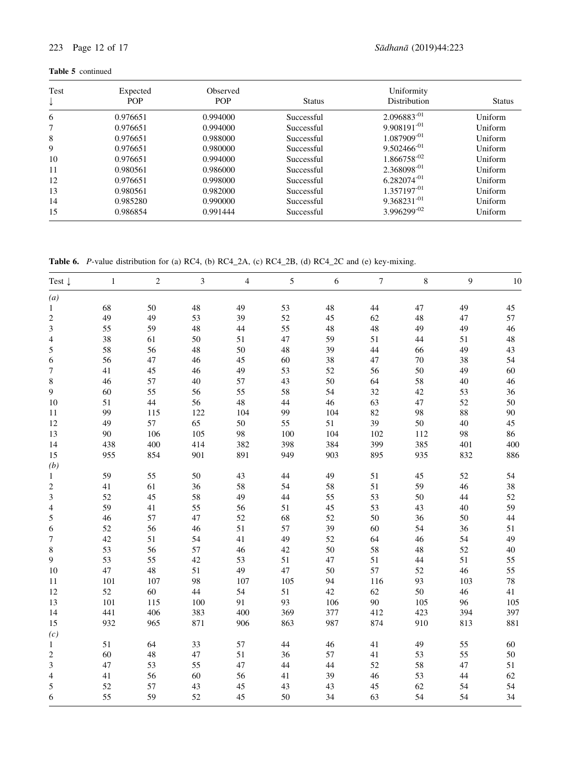**Table 5** continued

| Test ↓ | Expected POP | Observed POP | Status | Uniformity Distribution | Status |
|---|---|---|---|---|---|
| 6 | 0.976651 | 0.994000 | Successful | $2.096883^{-01}$ | Uniform |
| 7 | 0.976651 | 0.994000 | Successful | $9.908191^{-01}$ | Uniform |
| 8 | 0.976651 | 0.988000 | Successful | $1.087909^{-01}$ | Uniform |
| 9 | 0.976651 | 0.980000 | Successful | $9.502466^{-01}$ | Uniform |
| 10 | 0.976651 | 0.994000 | Successful | $1.866758^{-02}$ | Uniform |
| 11 | 0.980561 | 0.986000 | Successful | $2.368098^{-01}$ | Uniform |
| 12 | 0.976651 | 0.998000 | Successful | $6.282074^{-01}$ | Uniform |
| 13 | 0.980561 | 0.982000 | Successful | $1.357197^{-01}$ | Uniform |
| 14 | 0.985280 | 0.990000 | Successful | $9.368231^{-01}$ | Uniform |
| 15 | 0.986854 | 0.991444 | Successful | $3.996299^{-02}$ | Uniform |

**Table 6.** *P*-value distribution for (a) RC4, (b) RC4_2A, (c) RC4_2B, (d) RC4_2C and (e) key-mixing.

| Test ↓ | 1 | 2 | 3 | 4 | 5 | 6 | 7 | 8 | 9 | 10 |
|---|---|---|---|---|---|---|---|---|---|---|
| *(a)* | | | | | | | | | | |
| 1 | 68 | 50 | 48 | 49 | 53 | 48 | 44 | 47 | 49 | 45 |
| 2 | 49 | 49 | 53 | 39 | 52 | 45 | 62 | 48 | 47 | 57 |
| 3 | 55 | 59 | 48 | 44 | 55 | 48 | 48 | 49 | 49 | 46 |
| 4 | 38 | 61 | 50 | 51 | 47 | 59 | 51 | 44 | 51 | 48 |
| 5 | 58 | 56 | 48 | 50 | 48 | 39 | 44 | 66 | 49 | 43 |
| 6 | 56 | 47 | 46 | 45 | 60 | 38 | 47 | 70 | 38 | 54 |
| 7 | 41 | 45 | 46 | 49 | 53 | 52 | 56 | 50 | 49 | 60 |
| 8 | 46 | 57 | 40 | 57 | 43 | 50 | 64 | 58 | 40 | 46 |
| 9 | 60 | 55 | 56 | 55 | 58 | 54 | 32 | 42 | 53 | 36 |
| 10 | 51 | 44 | 56 | 48 | 44 | 46 | 63 | 47 | 52 | 50 |
| 11 | 99 | 115 | 122 | 104 | 99 | 104 | 82 | 98 | 88 | 90 |
| 12 | 49 | 57 | 65 | 50 | 55 | 51 | 39 | 50 | 40 | 45 |
| 13 | 90 | 106 | 105 | 98 | 100 | 104 | 102 | 112 | 98 | 86 |
| 14 | 438 | 400 | 414 | 382 | 398 | 384 | 399 | 385 | 401 | 400 |
| 15 | 955 | 854 | 901 | 891 | 949 | 903 | 895 | 935 | 832 | 886 |
| *(b)* | | | | | | | | | | |
| 1 | 59 | 55 | 50 | 43 | 44 | 49 | 51 | 45 | 52 | 54 |
| 2 | 41 | 61 | 36 | 58 | 54 | 58 | 51 | 59 | 46 | 38 |
| 3 | 52 | 45 | 58 | 49 | 44 | 55 | 53 | 50 | 44 | 52 |
| 4 | 59 | 41 | 55 | 56 | 51 | 45 | 53 | 43 | 40 | 59 |
| 5 | 46 | 57 | 47 | 52 | 68 | 52 | 50 | 36 | 50 | 44 |
| 6 | 52 | 56 | 46 | 51 | 57 | 39 | 60 | 54 | 36 | 51 |
| 7 | 42 | 51 | 54 | 41 | 49 | 52 | 64 | 46 | 54 | 49 |
| 8 | 53 | 56 | 57 | 46 | 42 | 50 | 58 | 48 | 52 | 40 |
| 9 | 53 | 55 | 42 | 53 | 51 | 47 | 51 | 44 | 51 | 55 |
| 10 | 47 | 48 | 51 | 49 | 47 | 50 | 57 | 52 | 46 | 55 |
| 11 | 101 | 107 | 98 | 107 | 105 | 94 | 116 | 93 | 103 | 78 |
| 12 | 52 | 60 | 44 | 54 | 51 | 42 | 62 | 50 | 46 | 41 |
| 13 | 101 | 115 | 100 | 91 | 93 | 106 | 90 | 105 | 96 | 105 |
| 14 | 441 | 406 | 383 | 400 | 369 | 377 | 412 | 423 | 394 | 397 |
| 15 | 932 | 965 | 871 | 906 | 863 | 987 | 874 | 910 | 813 | 881 |
| *(c)* | | | | | | | | | | |
| 1 | 51 | 64 | 33 | 57 | 44 | 46 | 41 | 49 | 55 | 60 |
| 2 | 60 | 48 | 47 | 51 | 36 | 57 | 41 | 53 | 55 | 50 |
| 3 | 47 | 53 | 55 | 47 | 44 | 44 | 52 | 58 | 47 | 51 |
| 4 | 41 | 56 | 60 | 56 | 41 | 39 | 46 | 53 | 44 | 62 |
| 5 | 52 | 57 | 43 | 45 | 43 | 43 | 45 | 62 | 54 | 54 |
| 6 | 55 | 59 | 52 | 45 | 50 | 34 | 63 | 54 | 54 | 34 |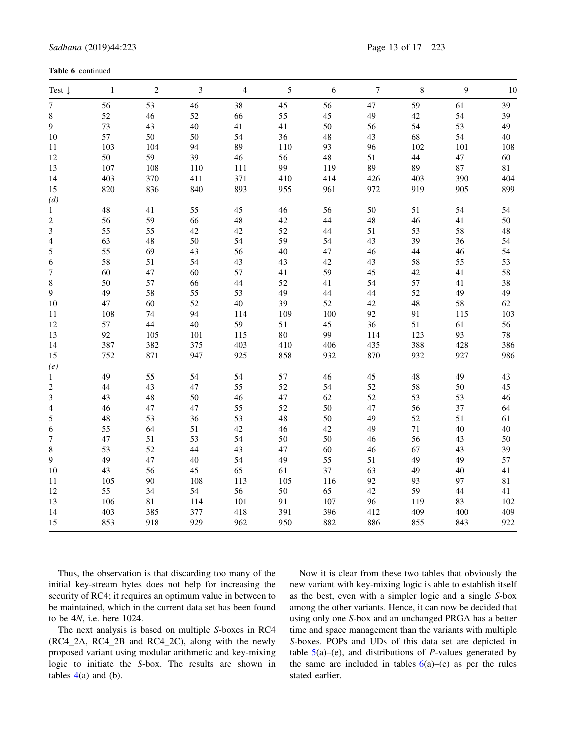**Table 6** continued

| Test ↓ | 1 | 2 | 3 | 4 | 5 | 6 | 7 | 8 | 9 | 10 |
|---|---|---|---|---|---|---|---|---|---|---|
| 7 | 56 | 53 | 46 | 38 | 45 | 56 | 47 | 59 | 61 | 39 |
| 8 | 52 | 46 | 52 | 66 | 55 | 45 | 49 | 42 | 54 | 39 |
| 9 | 73 | 43 | 40 | 41 | 41 | 50 | 56 | 54 | 53 | 49 |
| 10 | 57 | 50 | 50 | 54 | 36 | 48 | 43 | 68 | 54 | 40 |
| 11 | 103 | 104 | 94 | 89 | 110 | 93 | 96 | 102 | 101 | 108 |
| 12 | 50 | 59 | 39 | 46 | 56 | 48 | 51 | 44 | 47 | 60 |
| 13 | 107 | 108 | 110 | 111 | 99 | 119 | 89 | 89 | 87 | 81 |
| 14 | 403 | 370 | 411 | 371 | 410 | 414 | 426 | 403 | 390 | 404 |
| 15 | 820 | 836 | 840 | 893 | 955 | 961 | 972 | 919 | 905 | 899 |
| *(d)* | | | | | | | | | | |
| 1 | 48 | 41 | 55 | 45 | 46 | 56 | 50 | 51 | 54 | 54 |
| 2 | 56 | 59 | 66 | 48 | 42 | 44 | 48 | 46 | 41 | 50 |
| 3 | 55 | 55 | 42 | 42 | 52 | 44 | 51 | 53 | 58 | 48 |
| 4 | 63 | 48 | 50 | 54 | 59 | 54 | 43 | 39 | 36 | 54 |
| 5 | 55 | 69 | 43 | 56 | 40 | 47 | 46 | 44 | 46 | 54 |
| 6 | 58 | 51 | 54 | 43 | 43 | 42 | 43 | 58 | 55 | 53 |
| 7 | 60 | 47 | 60 | 57 | 41 | 59 | 45 | 42 | 41 | 58 |
| 8 | 50 | 57 | 66 | 44 | 52 | 41 | 54 | 57 | 41 | 38 |
| 9 | 49 | 58 | 55 | 53 | 49 | 44 | 44 | 52 | 49 | 49 |
| 10 | 47 | 60 | 52 | 40 | 39 | 52 | 42 | 48 | 58 | 62 |
| 11 | 108 | 74 | 94 | 114 | 109 | 100 | 92 | 91 | 115 | 103 |
| 12 | 57 | 44 | 40 | 59 | 51 | 45 | 36 | 51 | 61 | 56 |
| 13 | 92 | 105 | 101 | 115 | 80 | 99 | 114 | 123 | 93 | 78 |
| 14 | 387 | 382 | 375 | 403 | 410 | 406 | 435 | 388 | 428 | 386 |
| 15 | 752 | 871 | 947 | 925 | 858 | 932 | 870 | 932 | 927 | 986 |
| *(e)* | | | | | | | | | | |
| 1 | 49 | 55 | 54 | 54 | 57 | 46 | 45 | 48 | 49 | 43 |
| 2 | 44 | 43 | 47 | 55 | 52 | 54 | 52 | 58 | 50 | 45 |
| 3 | 43 | 48 | 50 | 46 | 47 | 62 | 52 | 53 | 53 | 46 |
| 4 | 46 | 47 | 47 | 55 | 52 | 50 | 47 | 56 | 37 | 64 |
| 5 | 48 | 53 | 36 | 53 | 48 | 50 | 49 | 52 | 51 | 61 |
| 6 | 55 | 64 | 51 | 42 | 46 | 42 | 49 | 71 | 40 | 40 |
| 7 | 47 | 51 | 53 | 54 | 50 | 50 | 46 | 56 | 43 | 50 |
| 8 | 53 | 52 | 44 | 43 | 47 | 60 | 46 | 67 | 43 | 39 |
| 9 | 49 | 47 | 40 | 54 | 49 | 55 | 51 | 49 | 49 | 57 |
| 10 | 43 | 56 | 45 | 65 | 61 | 37 | 63 | 49 | 40 | 41 |
| 11 | 105 | 90 | 108 | 113 | 105 | 116 | 92 | 93 | 97 | 81 |
| 12 | 55 | 34 | 54 | 56 | 50 | 65 | 42 | 59 | 44 | 41 |
| 13 | 106 | 81 | 114 | 101 | 91 | 107 | 96 | 119 | 83 | 102 |
| 14 | 403 | 385 | 377 | 418 | 391 | 396 | 412 | 409 | 400 | 409 |
| 15 | 853 | 918 | 929 | 962 | 950 | 882 | 886 | 855 | 843 | 922 |

Thus, the observation is that discarding too many of the initial key-stream bytes does not help for increasing the security of RC4; it requires an optimum value in between to be maintained, which in the current data set has been found to be $4N$, i.e. here 1024.

The next analysis is based on multiple *S*-boxes in RC4 (RC4_2A, RC4_2B and RC4_2C), along with the newly proposed variant using modular arithmetic and key-mixing logic to initiate the *S*-box. The results are shown in tables 4(a) and (b).

Now it is clear from these two tables that obviously the new variant with key-mixing logic is able to establish itself as the best, even with a simpler logic and a single *S*-box among the other variants. Hence, it can now be decided that using only one *S*-box and an unchanged PRGA has a better time and space management than the variants with multiple *S*-boxes. POPs and UDs of this data set are depicted in table 5(a)–(e), and distributions of *P*-values generated by the same are included in tables 6(a)–(e) as per the rules stated earlier.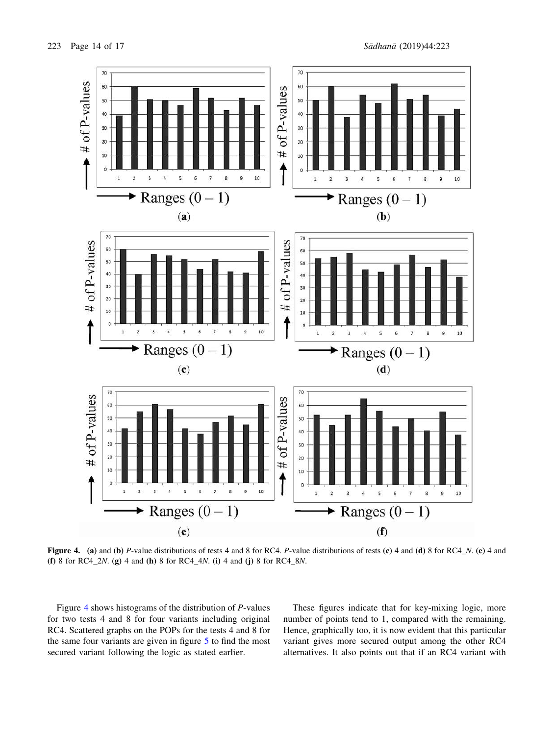\# of P-values

70
60
50
40
30
20
10
0

1 2 3 4 5 6 7 8 9 10

Ranges (0 – 1)

(a)

\# of P-values

70
60
50
40
30
20
10
0

1 2 3 4 5 6 7 8 9 10

Ranges (0 – 1)

(b)

\# of P-values

70
60
50
40
30
20
10
0

1 2 3 4 5 6 7 8 9 10

Ranges (0 – 1)

(c)

\# of P-values

70
60
50
40
30
20
10
0

1 2 3 4 5 6 7 8 9 10

Ranges (0 – 1)

(d)

\# of P-values

70
60
50
40
30
20
10
0

1 2 3 4 5 6 7 8 9 10

Ranges (0 – 1)

(e)

\# of P-values

70
60
50
40
30
20
10
0

1 2 3 4 5 6 7 8 9 10

Ranges (0 – 1)

(f)

**Figure 4.** **(a)** and **(b)** *P*-value distributions of tests 4 and 8 for RC4. *P*-value distributions of tests **(c)** 4 and **(d)** 8 for RC4\_*N*. **(e)** 4 and **(f)** 8 for RC4\_2*N*. **(g)** 4 and **(h)** 8 for RC4\_4*N*. **(i)** 4 and **(j)** 8 for RC4\_8*N*.

Figure 4 shows histograms of the distribution of *P*-values for two tests 4 and 8 for four variants including original RC4. Scattered graphs on the POPs for the tests 4 and 8 for the same four variants are given in figure 5 to find the most secured variant following the logic as stated earlier.

These figures indicate that for key-mixing logic, more number of points tend to 1, compared with the remaining. Hence, graphically too, it is now evident that this particular variant gives more secured output among the other RC4 alternatives. It also points out that if an RC4 variant with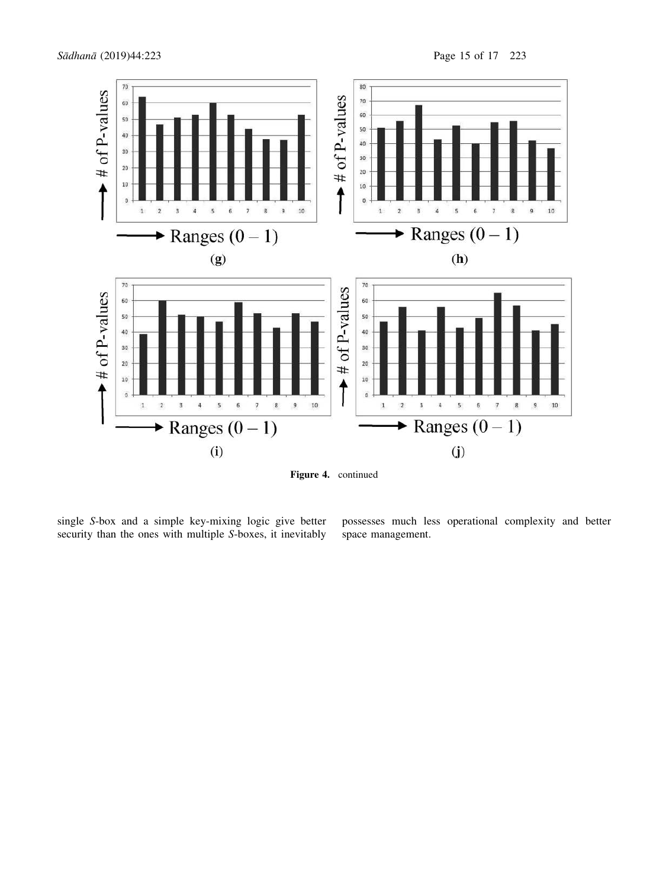# of P-values

0 10 20 30 40 50 60 70

1 2 3 4 5 6 7 8 9 10

Ranges (0 – 1)

(g)

# of P-values

0 10 20 30 40 50 60 70 80

1 2 3 4 5 6 7 8 9 10

Ranges (0 – 1)

(h)

# of P-values

0 10 20 30 40 50 60 70

1 2 3 4 5 6 7 8 9 10

Ranges (0 – 1)

(i)

# of P-values

0 10 20 30 40 50 60 70

1 2 3 4 5 6 7 8 9 10

Ranges (0 – 1)

(j)

**Figure 4.** continued

single *S*-box and a simple key-mixing logic give better security than the ones with multiple *S*-boxes, it inevitably possesses much less operational complexity and better space management.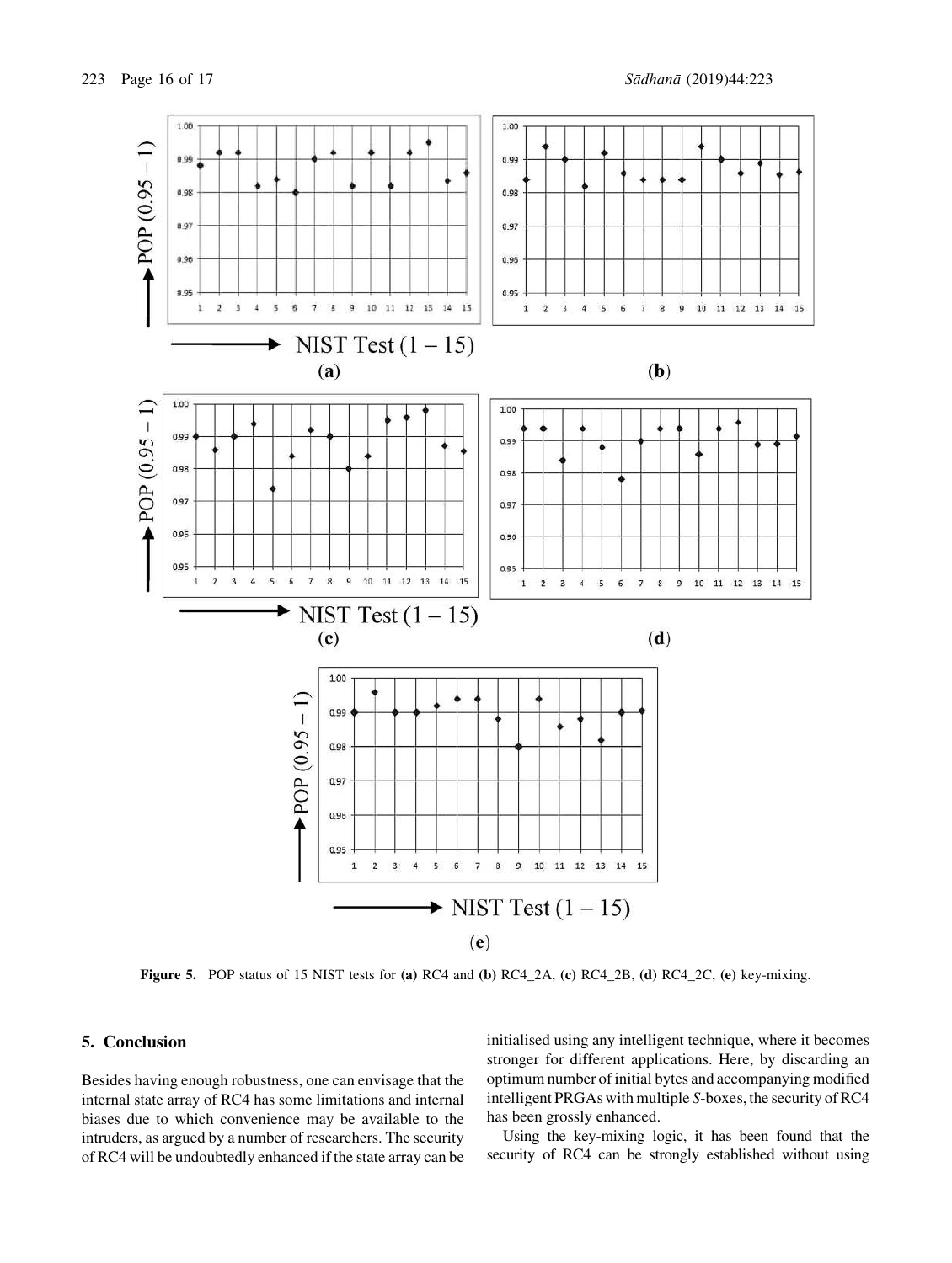Figure 5. POP status of 15 NIST tests for (a) RC4 and (b) RC4_2A, (c) RC4_2B, (d) RC4_2C, (e) key-mixing.

## 5. Conclusion

Besides having enough robustness, one can envisage that the internal state array of RC4 has some limitations and internal biases due to which convenience may be available to the intruders, as argued by a number of researchers. The security of RC4 will be undoubtedly enhanced if the state array can be initialised using any intelligent technique, where it becomes stronger for different applications. Here, by discarding an optimum number of initial bytes and accompanying modified intelligent PRGAs with multiple *S*-boxes, the security of RC4 has been grossly enhanced.

Using the key-mixing logic, it has been found that the security of RC4 can be strongly established without using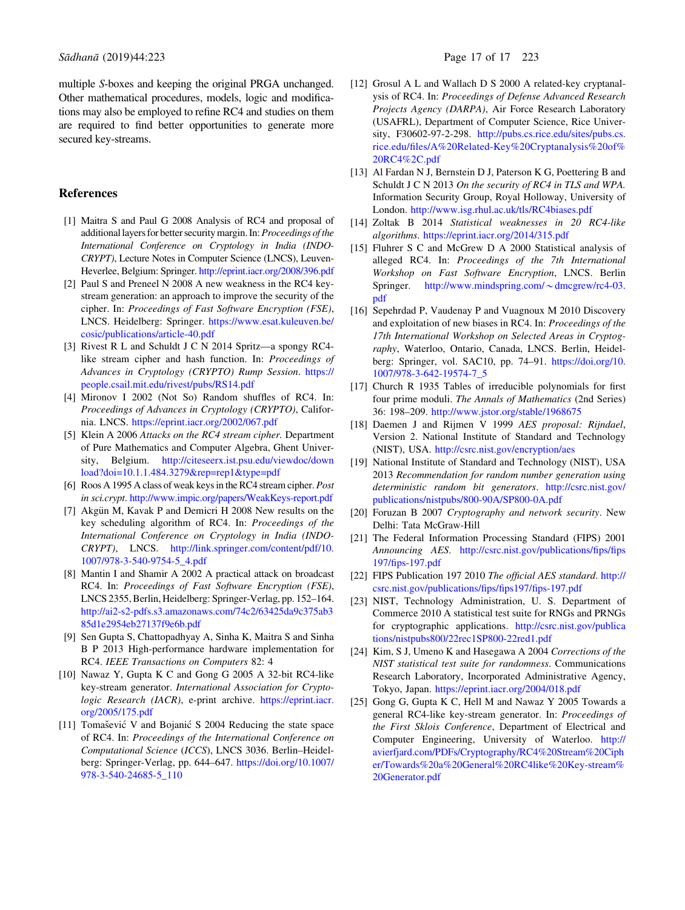multiple *S*-boxes and keeping the original PRGA unchanged. Other mathematical procedures, models, logic and modifications may also be employed to refine RC4 and studies on them are required to find better opportunities to generate more secured key-streams.

## References

[1] Maitra S and Paul G 2008 Analysis of RC4 and proposal of additional layers for better security margin. In: *Proceedings of the International Conference on Cryptology in India (INDOCRYPT)*, Lecture Notes in Computer Science (LNCS), Leuven-Heverlee, Belgium: Springer. http://eprint.iacr.org/2008/396.pdf

[2] Paul S and Preneel N 2008 A new weakness in the RC4 keystream generation: an approach to improve the security of the cipher. In: *Proceedings of Fast Software Encryption (FSE)*, LNCS. Heidelberg: Springer. https://www.esat.kuleuven.be/cosic/publications/article-40.pdf

[3] Rivest R L and Schuldt J C N 2014 Spritz—a spongy RC4-like stream cipher and hash function. In: *Proceedings of Advances in Cryptology (CRYPTO) Rump Session*. https://people.csail.mit.edu/rivest/pubs/RS14.pdf

[4] Mironov I 2002 (Not So) Random shuffles of RC4. In: *Proceedings of Advances in Cryptology (CRYPTO)*, California. LNCS. https://eprint.iacr.org/2002/067.pdf

[5] Klein A 2006 *Attacks on the RC4 stream cipher.* Department of Pure Mathematics and Computer Algebra, Ghent University, Belgium. http://citeseerx.ist.psu.edu/viewdoc/download?doi=10.1.1.484.3279&rep=rep1&type=pdf

[6] Roos A 1995 A class of weak keys in the RC4 stream cipher. *Post in sci.crypt*. http://www.impic.org/papers/WeakKeys-report.pdf

[7] Akgün M, Kavak P and Demirci H 2008 New results on the key scheduling algorithm of RC4. In: *Proceedings of the International Conference on Cryptology in India (INDOCRYPT)*, LNCS. http://link.springer.com/content/pdf/10.1007/978-3-540-9754-5_4.pdf

[8] Mantin I and Shamir A 2002 A practical attack on broadcast RC4. In: *Proceedings of Fast Software Encryption (FSE)*, LNCS 2355, Berlin, Heidelberg: Springer-Verlag, pp. 152–164. http://ai2-s2-pdfs.s3.amazonaws.com/74c2/63425da9c375ab385d1e2954eb27137f9e6b.pdf

[9] Sen Gupta S, Chattopadhyay A, Sinha K, Maitra S and Sinha B P 2013 High-performance hardware implementation for RC4. *IEEE Transactions on Computers* 82: 4

[10] Nawaz Y, Gupta K C and Gong G 2005 A 32-bit RC4-like key-stream generator. *International Association for Cryptologic Research (IACR)*, e-print archive. https://eprint.iacr.org/2005/175.pdf

[11] Tomašević V and Bojanić S 2004 Reducing the state space of RC4. In: *Proceedings of the International Conference on Computational Science* (*ICCS*), LNCS 3036. Berlin–Heidelberg: Springer-Verlag, pp. 644–647. https://doi.org/10.1007/978-3-540-24685-5_110

[12] Grosul A L and Wallach D S 2000 A related-key cryptanalysis of RC4. In: *Proceedings of Defense Advanced Research Projects Agency (DARPA)*, Air Force Research Laboratory (USAFRL), Department of Computer Science, Rice University, F30602-97-2-298. http://pubs.cs.rice.edu/sites/pubs.cs.rice.edu/files/A%20Related-Key%20Cryptanalysis%20of%20RC4%2C.pdf

[13] Al Fardan N J, Bernstein D J, Paterson K G, Poettering B and Schuldt J C N 2013 *On the security of RC4 in TLS and WPA.* Information Security Group, Royal Holloway, University of London. http://www.isg.rhul.ac.uk/tls/RC4biases.pdf

[14] Zoltak B 2014 *Statistical weaknesses in 20 RC4-like algorithms*. https://eprint.iacr.org/2014/315.pdf

[15] Fluhrer S C and McGrew D A 2000 Statistical analysis of alleged RC4. In: *Proceedings of the 7th International Workshop on Fast Software Encryption*, LNCS. Berlin Springer. http://www.mindspring.com/~dmcgrew/rc4-03.pdf

[16] Sepehrdad P, Vaudenay P and Vuagnoux M 2010 Discovery and exploitation of new biases in RC4. In: *Proceedings of the 17th International Workshop on Selected Areas in Cryptography*, Waterloo, Ontario, Canada, LNCS. Berlin, Heidelberg: Springer, vol. SAC10, pp. 74–91. https://doi.org/10.1007/978-3-642-19574-7_5

[17] Church R 1935 Tables of irreducible polynomials for first four prime moduli. *The Annals of Mathematics* (2nd Series) 36: 198–209. http://www.jstor.org/stable/1968675

[18] Daemen J and Rijmen V 1999 *AES proposal: Rijndael*, Version 2. National Institute of Standard and Technology (NIST), USA. http://csrc.nist.gov/encryption/aes

[19] National Institute of Standard and Technology (NIST), USA 2013 *Recommendation for random number generation using deterministic random bit generators*. http://csrc.nist.gov/publications/nistpubs/800-90A/SP800-0A.pdf

[20] Foruzan B 2007 *Cryptography and network security*. New Delhi: Tata McGraw-Hill

[21] The Federal Information Processing Standard (FIPS) 2001 *Announcing AES*. http://csrc.nist.gov/publications/fips/fips197/fips-197.pdf

[22] FIPS Publication 197 2010 *The official AES standard*. http://csrc.nist.gov/publications/fips/fips197/fips-197.pdf

[23] NIST, Technology Administration, U. S. Department of Commerce 2010 A statistical test suite for RNGs and PRNGs for cryptographic applications. http://csrc.nist.gov/publications/nistpubs800/22rec1SP800-22red1.pdf

[24] Kim, S J, Umeno K and Hasegawa A 2004 *Corrections of the NIST statistical test suite for randomness*. Communications Research Laboratory, Incorporated Administrative Agency, Tokyo, Japan. https://eprint.iacr.org/2004/018.pdf

[25] Gong G, Gupta K C, Hell M and Nawaz Y 2005 Towards a general RC4-like key-stream generator. In: *Proceedings of the First Sklois Conference*, Department of Electrical and Computer Engineering, University of Waterloo. http://avierfjard.com/PDFs/Cryptography/RC4%20Stream%20Cipher/Towards%20a%20General%20RC4like%20Key-stream%20Generator.pdf